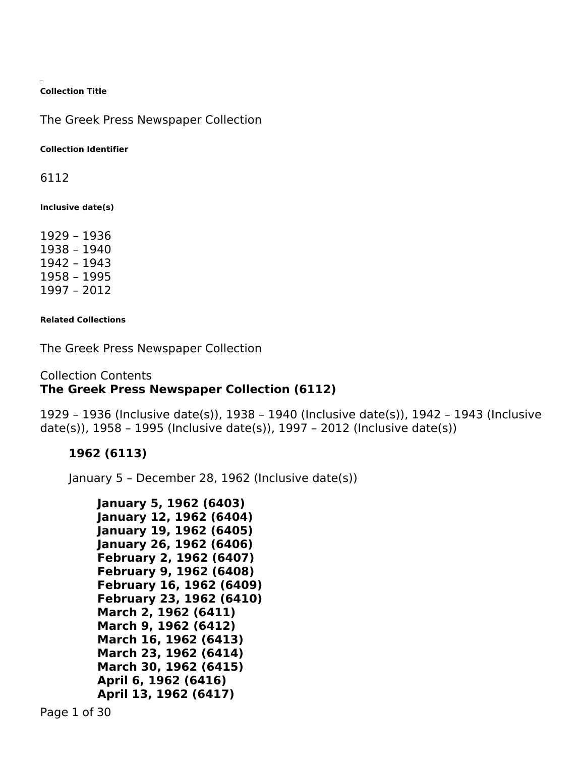**Collection Title**

The Greek Press Newspaper Collection

**Collection Identifier**

6112

**Inclusive date(s)**

1929 – 1936
1938 – 1940
1942 – 1943
1958 – 1995
1997 – 2012

**Related Collections**

The Greek Press Newspaper Collection

Collection Contents

**The Greek Press Newspaper Collection (6112)**

1929 – 1936 (Inclusive date(s)), 1938 – 1940 (Inclusive date(s)), 1942 – 1943 (Inclusive date(s)), 1958 – 1995 (Inclusive date(s)), 1997 – 2012 (Inclusive date(s))

**1962 (6113)**

January 5 – December 28, 1962 (Inclusive date(s))

**January 5, 1962 (6403)**
**January 12, 1962 (6404)**
**January 19, 1962 (6405)**
**January 26, 1962 (6406)**
**February 2, 1962 (6407)**
**February 9, 1962 (6408)**
**February 16, 1962 (6409)**
**February 23, 1962 (6410)**
**March 2, 1962 (6411)**
**March 9, 1962 (6412)**
**March 16, 1962 (6413)**
**March 23, 1962 (6414)**
**March 30, 1962 (6415)**
**April 6, 1962 (6416)**
**April 13, 1962 (6417)**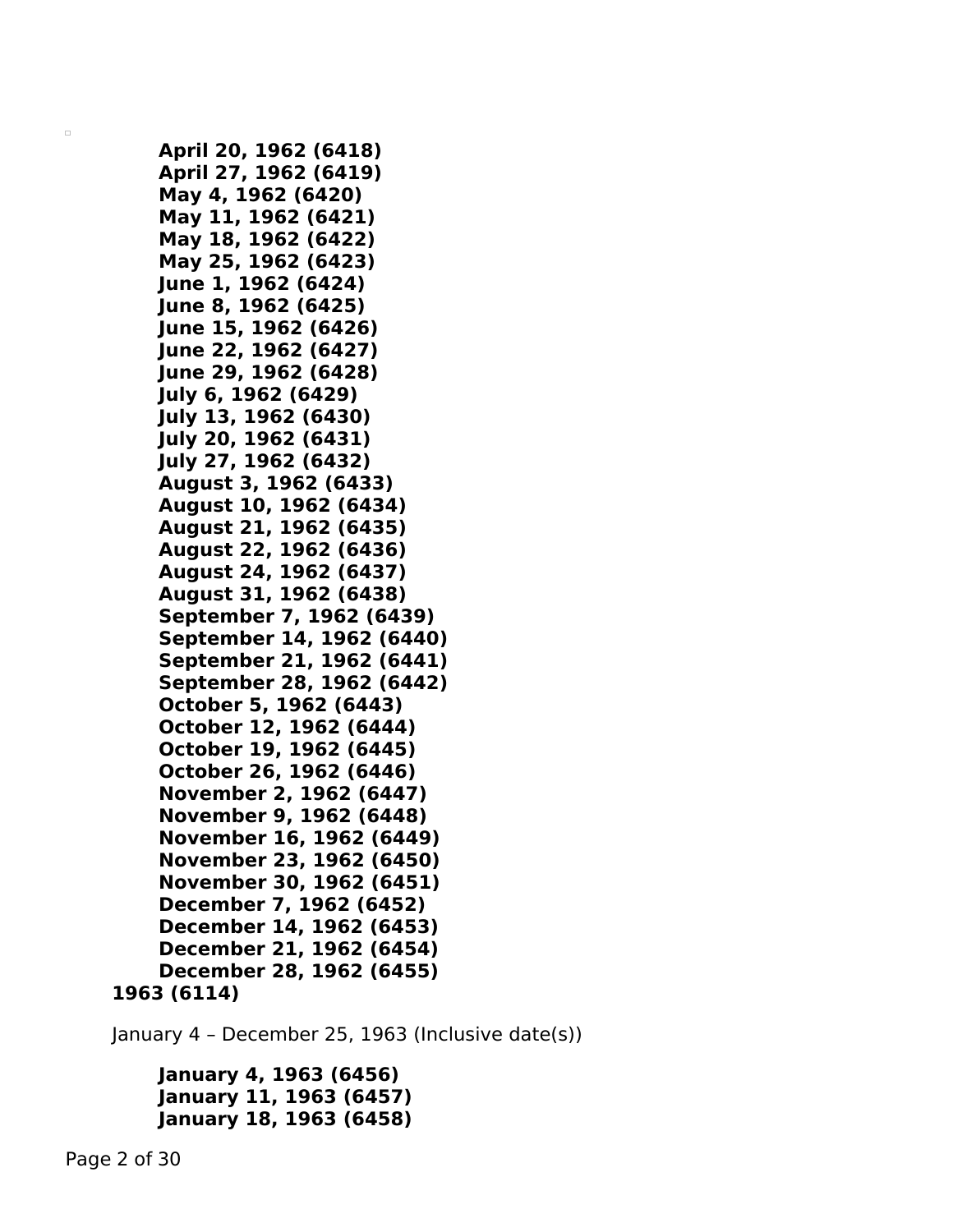**April 20, 1962 (6418)**
**April 27, 1962 (6419)**
**May 4, 1962 (6420)**
**May 11, 1962 (6421)**
**May 18, 1962 (6422)**
**May 25, 1962 (6423)**
**June 1, 1962 (6424)**
**June 8, 1962 (6425)**
**June 15, 1962 (6426)**
**June 22, 1962 (6427)**
**June 29, 1962 (6428)**
**July 6, 1962 (6429)**
**July 13, 1962 (6430)**
**July 20, 1962 (6431)**
**July 27, 1962 (6432)**
**August 3, 1962 (6433)**
**August 10, 1962 (6434)**
**August 21, 1962 (6435)**
**August 22, 1962 (6436)**
**August 24, 1962 (6437)**
**August 31, 1962 (6438)**
**September 7, 1962 (6439)**
**September 14, 1962 (6440)**
**September 21, 1962 (6441)**
**September 28, 1962 (6442)**
**October 5, 1962 (6443)**
**October 12, 1962 (6444)**
**October 19, 1962 (6445)**
**October 26, 1962 (6446)**
**November 2, 1962 (6447)**
**November 9, 1962 (6448)**
**November 16, 1962 (6449)**
**November 23, 1962 (6450)**
**November 30, 1962 (6451)**
**December 7, 1962 (6452)**
**December 14, 1962 (6453)**
**December 21, 1962 (6454)**
**December 28, 1962 (6455)**

**1963 (6114)**

January 4 – December 25, 1963 (Inclusive date(s))

**January 4, 1963 (6456)**
**January 11, 1963 (6457)**
**January 18, 1963 (6458)**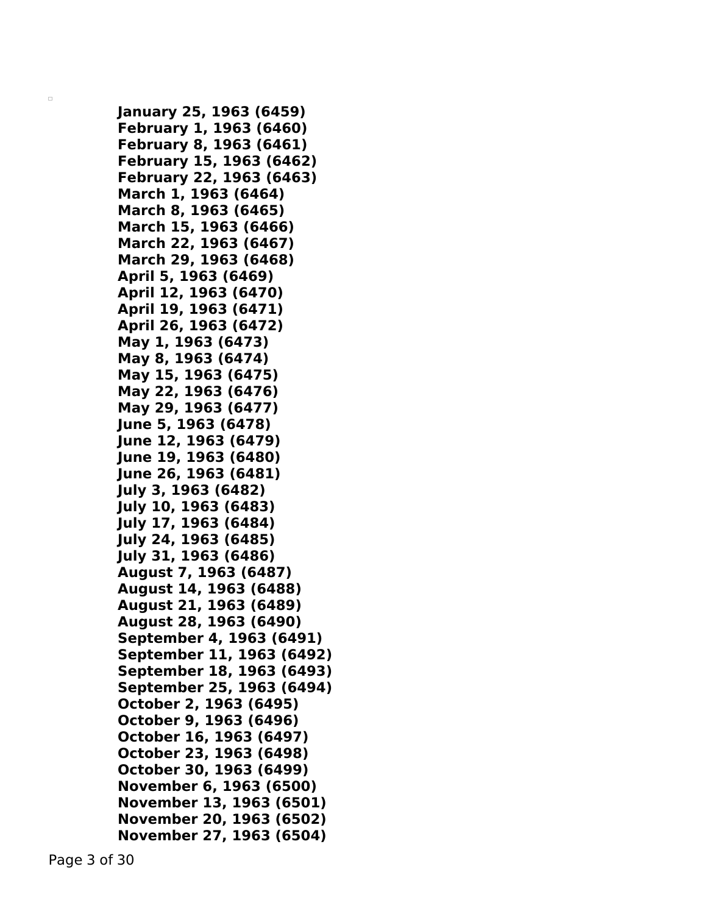**January 25, 1963 (6459)**
**February 1, 1963 (6460)**
**February 8, 1963 (6461)**
**February 15, 1963 (6462)**
**February 22, 1963 (6463)**
**March 1, 1963 (6464)**
**March 8, 1963 (6465)**
**March 15, 1963 (6466)**
**March 22, 1963 (6467)**
**March 29, 1963 (6468)**
**April 5, 1963 (6469)**
**April 12, 1963 (6470)**
**April 19, 1963 (6471)**
**April 26, 1963 (6472)**
**May 1, 1963 (6473)**
**May 8, 1963 (6474)**
**May 15, 1963 (6475)**
**May 22, 1963 (6476)**
**May 29, 1963 (6477)**
**June 5, 1963 (6478)**
**June 12, 1963 (6479)**
**June 19, 1963 (6480)**
**June 26, 1963 (6481)**
**July 3, 1963 (6482)**
**July 10, 1963 (6483)**
**July 17, 1963 (6484)**
**July 24, 1963 (6485)**
**July 31, 1963 (6486)**
**August 7, 1963 (6487)**
**August 14, 1963 (6488)**
**August 21, 1963 (6489)**
**August 28, 1963 (6490)**
**September 4, 1963 (6491)**
**September 11, 1963 (6492)**
**September 18, 1963 (6493)**
**September 25, 1963 (6494)**
**October 2, 1963 (6495)**
**October 9, 1963 (6496)**
**October 16, 1963 (6497)**
**October 23, 1963 (6498)**
**October 30, 1963 (6499)**
**November 6, 1963 (6500)**
**November 13, 1963 (6501)**
**November 20, 1963 (6502)**
**November 27, 1963 (6504)**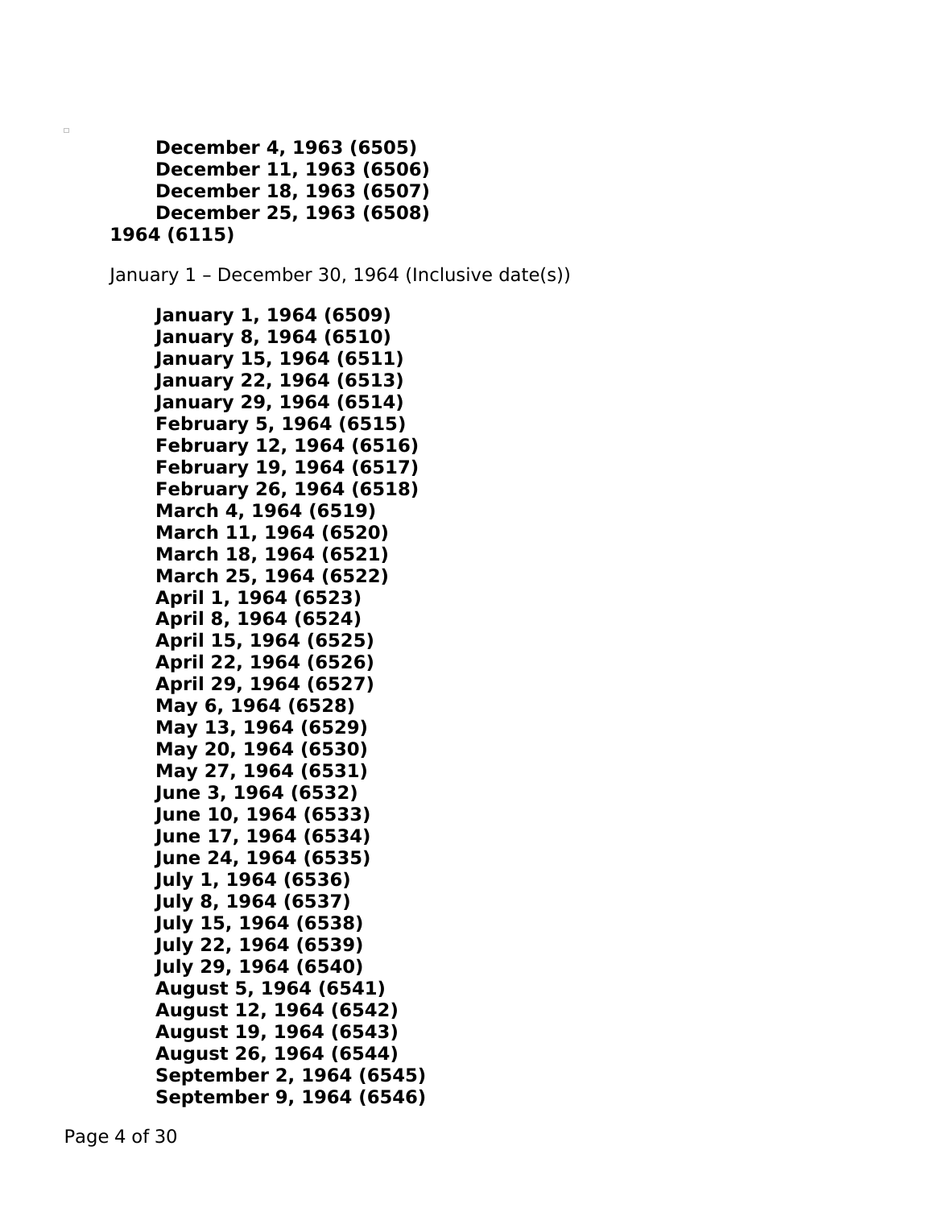**December 4, 1963 (6505)**
**December 11, 1963 (6506)**
**December 18, 1963 (6507)**
**December 25, 1963 (6508)**

**1964 (6115)**

January 1 – December 30, 1964 (Inclusive date(s))

**January 1, 1964 (6509)**
**January 8, 1964 (6510)**
**January 15, 1964 (6511)**
**January 22, 1964 (6513)**
**January 29, 1964 (6514)**
**February 5, 1964 (6515)**
**February 12, 1964 (6516)**
**February 19, 1964 (6517)**
**February 26, 1964 (6518)**
**March 4, 1964 (6519)**
**March 11, 1964 (6520)**
**March 18, 1964 (6521)**
**March 25, 1964 (6522)**
**April 1, 1964 (6523)**
**April 8, 1964 (6524)**
**April 15, 1964 (6525)**
**April 22, 1964 (6526)**
**April 29, 1964 (6527)**
**May 6, 1964 (6528)**
**May 13, 1964 (6529)**
**May 20, 1964 (6530)**
**May 27, 1964 (6531)**
**June 3, 1964 (6532)**
**June 10, 1964 (6533)**
**June 17, 1964 (6534)**
**June 24, 1964 (6535)**
**July 1, 1964 (6536)**
**July 8, 1964 (6537)**
**July 15, 1964 (6538)**
**July 22, 1964 (6539)**
**July 29, 1964 (6540)**
**August 5, 1964 (6541)**
**August 12, 1964 (6542)**
**August 19, 1964 (6543)**
**August 26, 1964 (6544)**
**September 2, 1964 (6545)**
**September 9, 1964 (6546)**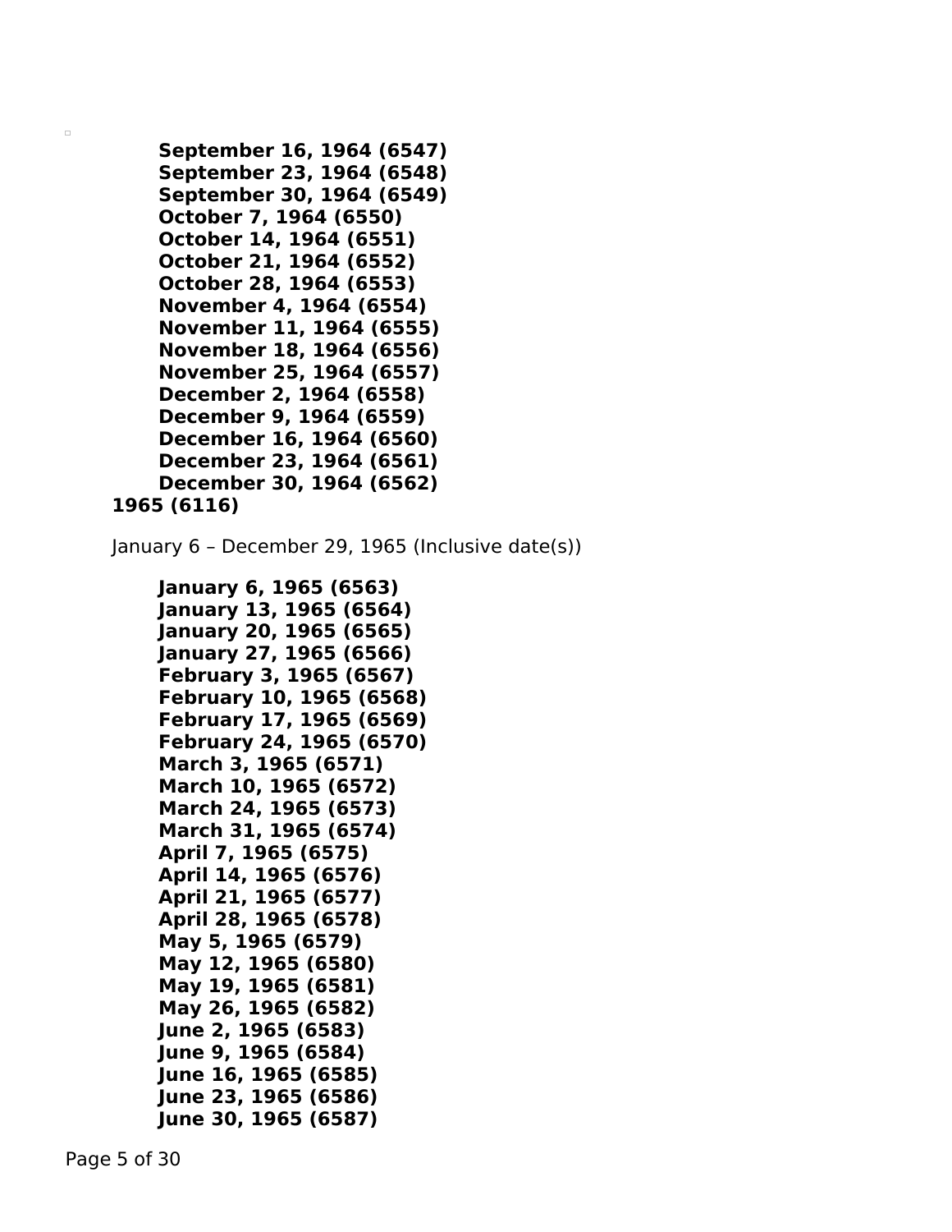- **September 16, 1964 (6547)**
- **September 23, 1964 (6548)**
- **September 30, 1964 (6549)**
- **October 7, 1964 (6550)**
- **October 14, 1964 (6551)**
- **October 21, 1964 (6552)**
- **October 28, 1964 (6553)**
- **November 4, 1964 (6554)**
- **November 11, 1964 (6555)**
- **November 18, 1964 (6556)**
- **November 25, 1964 (6557)**
- **December 2, 1964 (6558)**
- **December 9, 1964 (6559)**
- **December 16, 1964 (6560)**
- **December 23, 1964 (6561)**
- **December 30, 1964 (6562)**

**1965 (6116)**

January 6 – December 29, 1965 (Inclusive date(s))

- **January 6, 1965 (6563)**
- **January 13, 1965 (6564)**
- **January 20, 1965 (6565)**
- **January 27, 1965 (6566)**
- **February 3, 1965 (6567)**
- **February 10, 1965 (6568)**
- **February 17, 1965 (6569)**
- **February 24, 1965 (6570)**
- **March 3, 1965 (6571)**
- **March 10, 1965 (6572)**
- **March 24, 1965 (6573)**
- **March 31, 1965 (6574)**
- **April 7, 1965 (6575)**
- **April 14, 1965 (6576)**
- **April 21, 1965 (6577)**
- **April 28, 1965 (6578)**
- **May 5, 1965 (6579)**
- **May 12, 1965 (6580)**
- **May 19, 1965 (6581)**
- **May 26, 1965 (6582)**
- **June 2, 1965 (6583)**
- **June 9, 1965 (6584)**
- **June 16, 1965 (6585)**
- **June 23, 1965 (6586)**
- **June 30, 1965 (6587)**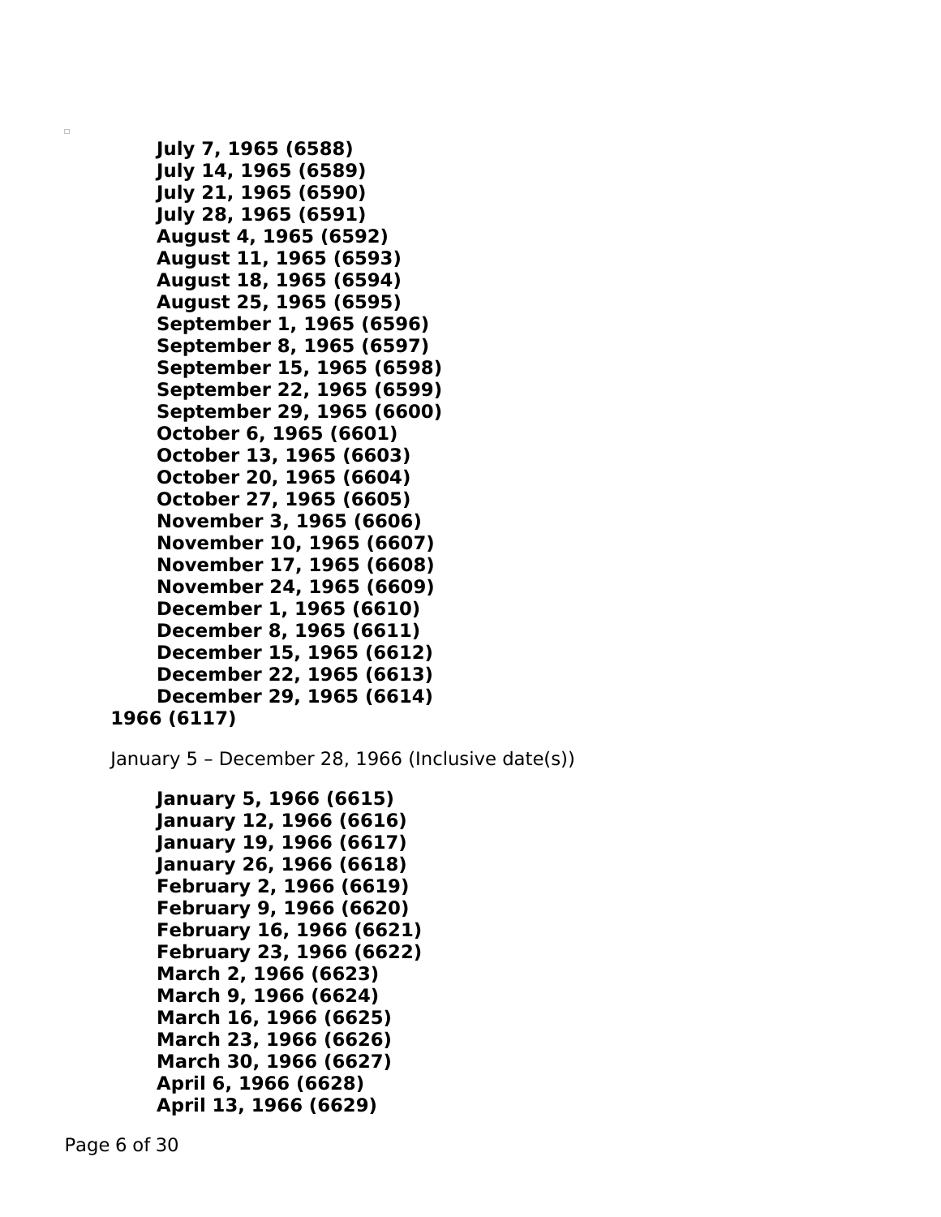- **July 7, 1965 (6588)**
- **July 14, 1965 (6589)**
- **July 21, 1965 (6590)**
- **July 28, 1965 (6591)**
- **August 4, 1965 (6592)**
- **August 11, 1965 (6593)**
- **August 18, 1965 (6594)**
- **August 25, 1965 (6595)**
- **September 1, 1965 (6596)**
- **September 8, 1965 (6597)**
- **September 15, 1965 (6598)**
- **September 22, 1965 (6599)**
- **September 29, 1965 (6600)**
- **October 6, 1965 (6601)**
- **October 13, 1965 (6603)**
- **October 20, 1965 (6604)**
- **October 27, 1965 (6605)**
- **November 3, 1965 (6606)**
- **November 10, 1965 (6607)**
- **November 17, 1965 (6608)**
- **November 24, 1965 (6609)**
- **December 1, 1965 (6610)**
- **December 8, 1965 (6611)**
- **December 15, 1965 (6612)**
- **December 22, 1965 (6613)**
- **December 29, 1965 (6614)**

**1966 (6117)**

January 5 – December 28, 1966 (Inclusive date(s))

- **January 5, 1966 (6615)**
- **January 12, 1966 (6616)**
- **January 19, 1966 (6617)**
- **January 26, 1966 (6618)**
- **February 2, 1966 (6619)**
- **February 9, 1966 (6620)**
- **February 16, 1966 (6621)**
- **February 23, 1966 (6622)**
- **March 2, 1966 (6623)**
- **March 9, 1966 (6624)**
- **March 16, 1966 (6625)**
- **March 23, 1966 (6626)**
- **March 30, 1966 (6627)**
- **April 6, 1966 (6628)**
- **April 13, 1966 (6629)**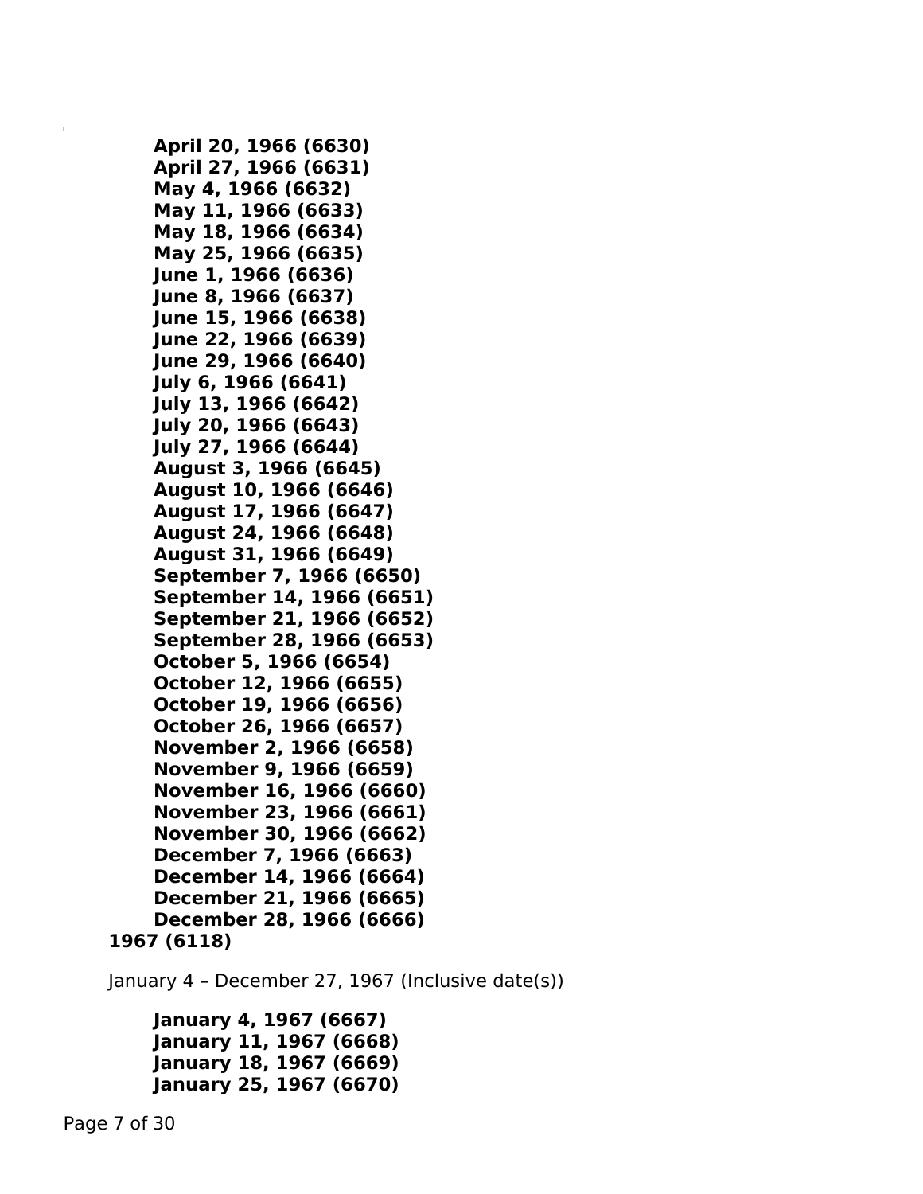- **April 20, 1966 (6630)**
- **April 27, 1966 (6631)**
- **May 4, 1966 (6632)**
- **May 11, 1966 (6633)**
- **May 18, 1966 (6634)**
- **May 25, 1966 (6635)**
- **June 1, 1966 (6636)**
- **June 8, 1966 (6637)**
- **June 15, 1966 (6638)**
- **June 22, 1966 (6639)**
- **June 29, 1966 (6640)**
- **July 6, 1966 (6641)**
- **July 13, 1966 (6642)**
- **July 20, 1966 (6643)**
- **July 27, 1966 (6644)**
- **August 3, 1966 (6645)**
- **August 10, 1966 (6646)**
- **August 17, 1966 (6647)**
- **August 24, 1966 (6648)**
- **August 31, 1966 (6649)**
- **September 7, 1966 (6650)**
- **September 14, 1966 (6651)**
- **September 21, 1966 (6652)**
- **September 28, 1966 (6653)**
- **October 5, 1966 (6654)**
- **October 12, 1966 (6655)**
- **October 19, 1966 (6656)**
- **October 26, 1966 (6657)**
- **November 2, 1966 (6658)**
- **November 9, 1966 (6659)**
- **November 16, 1966 (6660)**
- **November 23, 1966 (6661)**
- **November 30, 1966 (6662)**
- **December 7, 1966 (6663)**
- **December 14, 1966 (6664)**
- **December 21, 1966 (6665)**
- **December 28, 1966 (6666)**

**1967 (6118)**

January 4 – December 27, 1967 (Inclusive date(s))

- **January 4, 1967 (6667)**
- **January 11, 1967 (6668)**
- **January 18, 1967 (6669)**
- **January 25, 1967 (6670)**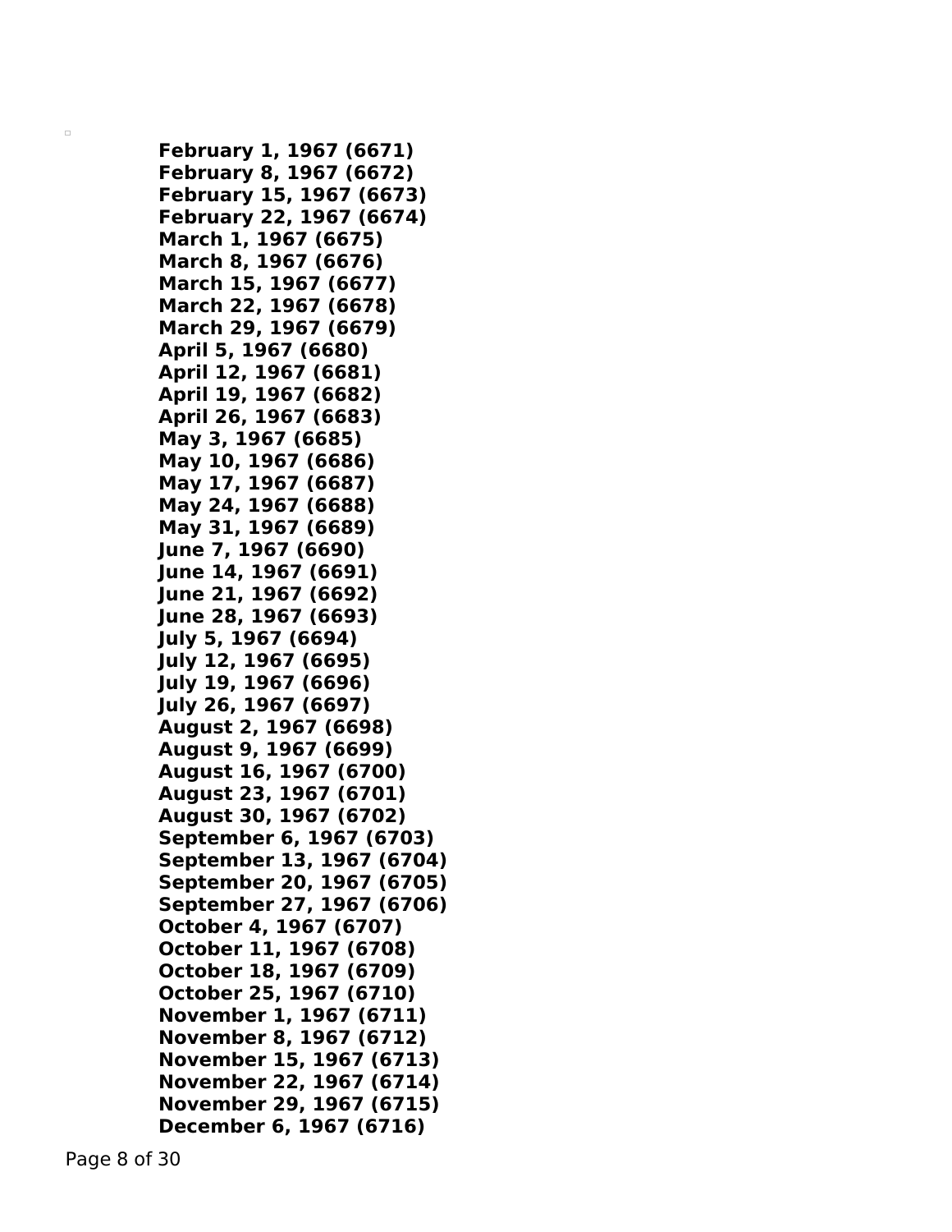**February 1, 1967 (6671)**
**February 8, 1967 (6672)**
**February 15, 1967 (6673)**
**February 22, 1967 (6674)**
**March 1, 1967 (6675)**
**March 8, 1967 (6676)**
**March 15, 1967 (6677)**
**March 22, 1967 (6678)**
**March 29, 1967 (6679)**
**April 5, 1967 (6680)**
**April 12, 1967 (6681)**
**April 19, 1967 (6682)**
**April 26, 1967 (6683)**
**May 3, 1967 (6685)**
**May 10, 1967 (6686)**
**May 17, 1967 (6687)**
**May 24, 1967 (6688)**
**May 31, 1967 (6689)**
**June 7, 1967 (6690)**
**June 14, 1967 (6691)**
**June 21, 1967 (6692)**
**June 28, 1967 (6693)**
**July 5, 1967 (6694)**
**July 12, 1967 (6695)**
**July 19, 1967 (6696)**
**July 26, 1967 (6697)**
**August 2, 1967 (6698)**
**August 9, 1967 (6699)**
**August 16, 1967 (6700)**
**August 23, 1967 (6701)**
**August 30, 1967 (6702)**
**September 6, 1967 (6703)**
**September 13, 1967 (6704)**
**September 20, 1967 (6705)**
**September 27, 1967 (6706)**
**October 4, 1967 (6707)**
**October 11, 1967 (6708)**
**October 18, 1967 (6709)**
**October 25, 1967 (6710)**
**November 1, 1967 (6711)**
**November 8, 1967 (6712)**
**November 15, 1967 (6713)**
**November 22, 1967 (6714)**
**November 29, 1967 (6715)**
**December 6, 1967 (6716)**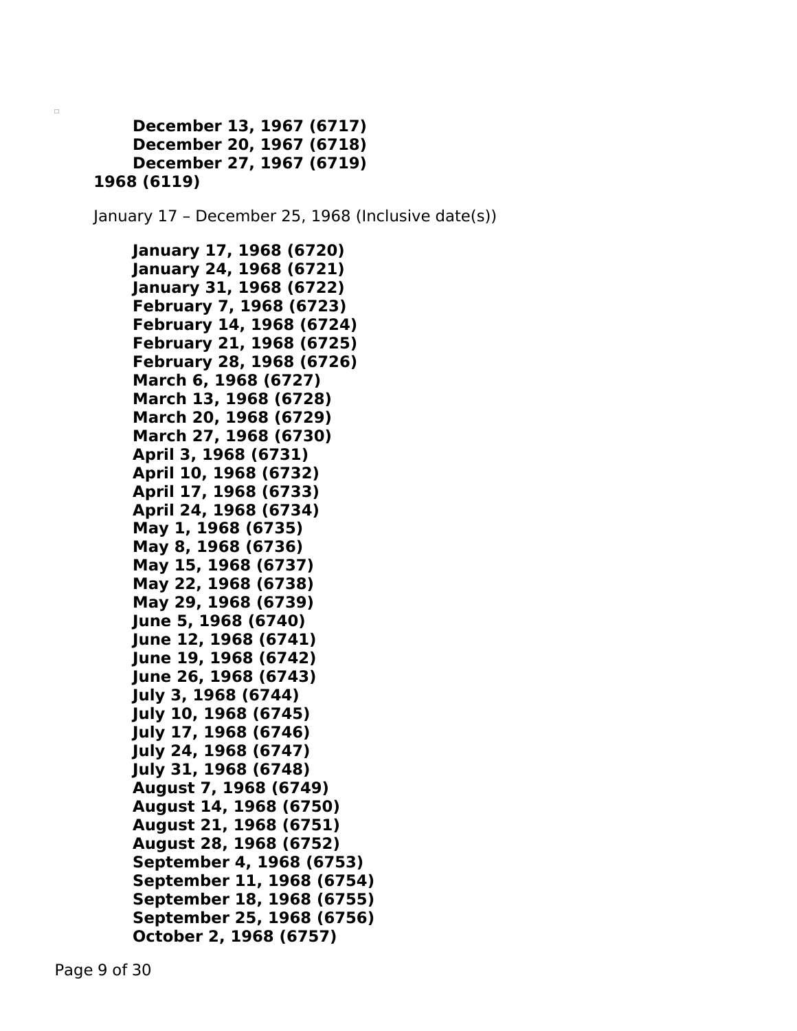**December 13, 1967 (6717)**
**December 20, 1967 (6718)**
**December 27, 1967 (6719)**

**1968 (6119)**

January 17 – December 25, 1968 (Inclusive date(s))

**January 17, 1968 (6720)**
**January 24, 1968 (6721)**
**January 31, 1968 (6722)**
**February 7, 1968 (6723)**
**February 14, 1968 (6724)**
**February 21, 1968 (6725)**
**February 28, 1968 (6726)**
**March 6, 1968 (6727)**
**March 13, 1968 (6728)**
**March 20, 1968 (6729)**
**March 27, 1968 (6730)**
**April 3, 1968 (6731)**
**April 10, 1968 (6732)**
**April 17, 1968 (6733)**
**April 24, 1968 (6734)**
**May 1, 1968 (6735)**
**May 8, 1968 (6736)**
**May 15, 1968 (6737)**
**May 22, 1968 (6738)**
**May 29, 1968 (6739)**
**June 5, 1968 (6740)**
**June 12, 1968 (6741)**
**June 19, 1968 (6742)**
**June 26, 1968 (6743)**
**July 3, 1968 (6744)**
**July 10, 1968 (6745)**
**July 17, 1968 (6746)**
**July 24, 1968 (6747)**
**July 31, 1968 (6748)**
**August 7, 1968 (6749)**
**August 14, 1968 (6750)**
**August 21, 1968 (6751)**
**August 28, 1968 (6752)**
**September 4, 1968 (6753)**
**September 11, 1968 (6754)**
**September 18, 1968 (6755)**
**September 25, 1968 (6756)**
**October 2, 1968 (6757)**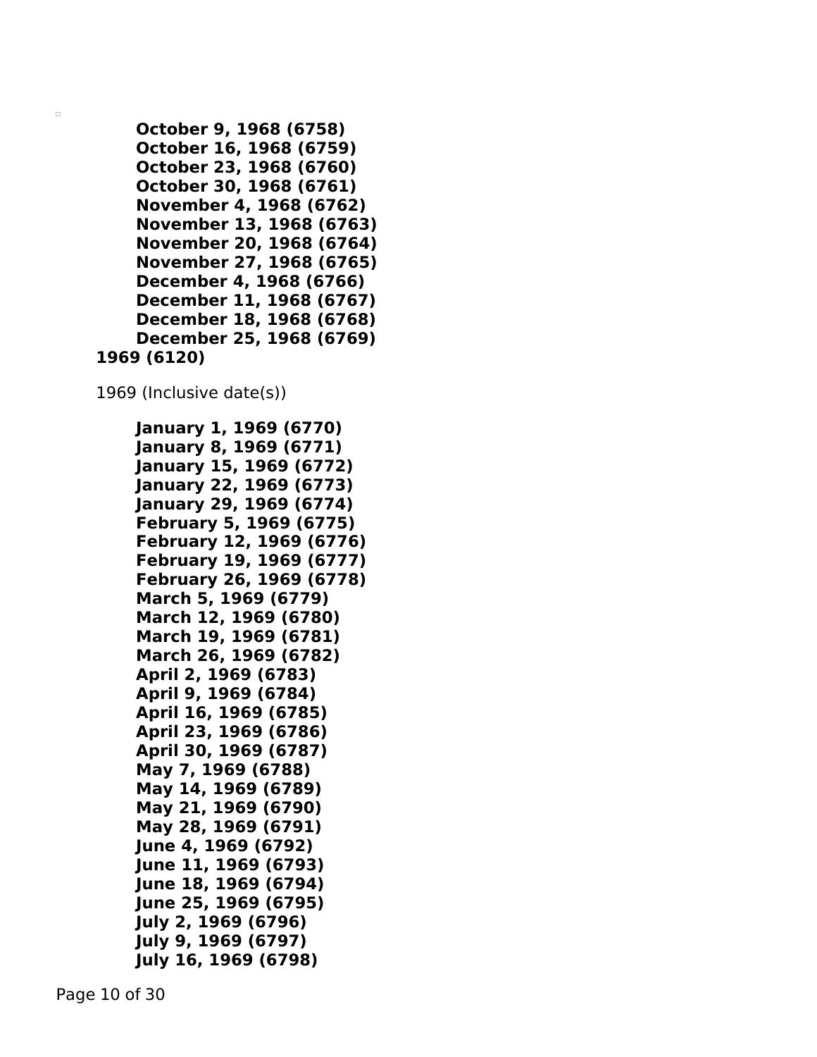- **October 9, 1968 (6758)**
- **October 16, 1968 (6759)**
- **October 23, 1968 (6760)**
- **October 30, 1968 (6761)**
- **November 4, 1968 (6762)**
- **November 13, 1968 (6763)**
- **November 20, 1968 (6764)**
- **November 27, 1968 (6765)**
- **December 4, 1968 (6766)**
- **December 11, 1968 (6767)**
- **December 18, 1968 (6768)**
- **December 25, 1968 (6769)**

**1969 (6120)**

1969 (Inclusive date(s))

- **January 1, 1969 (6770)**
- **January 8, 1969 (6771)**
- **January 15, 1969 (6772)**
- **January 22, 1969 (6773)**
- **January 29, 1969 (6774)**
- **February 5, 1969 (6775)**
- **February 12, 1969 (6776)**
- **February 19, 1969 (6777)**
- **February 26, 1969 (6778)**
- **March 5, 1969 (6779)**
- **March 12, 1969 (6780)**
- **March 19, 1969 (6781)**
- **March 26, 1969 (6782)**
- **April 2, 1969 (6783)**
- **April 9, 1969 (6784)**
- **April 16, 1969 (6785)**
- **April 23, 1969 (6786)**
- **April 30, 1969 (6787)**
- **May 7, 1969 (6788)**
- **May 14, 1969 (6789)**
- **May 21, 1969 (6790)**
- **May 28, 1969 (6791)**
- **June 4, 1969 (6792)**
- **June 11, 1969 (6793)**
- **June 18, 1969 (6794)**
- **June 25, 1969 (6795)**
- **July 2, 1969 (6796)**
- **July 9, 1969 (6797)**
- **July 16, 1969 (6798)**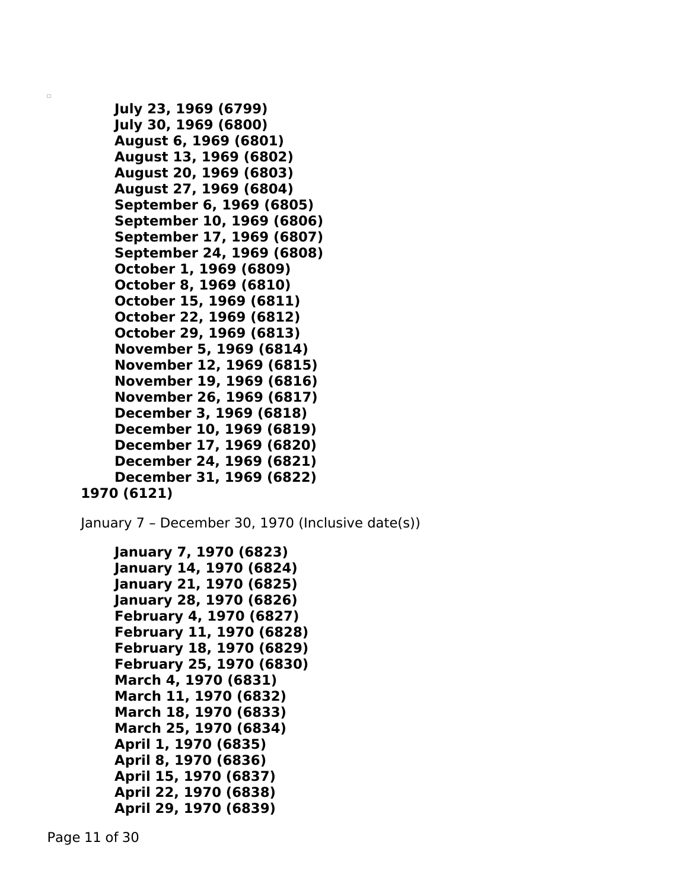**July 23, 1969 (6799)**
**July 30, 1969 (6800)**
**August 6, 1969 (6801)**
**August 13, 1969 (6802)**
**August 20, 1969 (6803)**
**August 27, 1969 (6804)**
**September 6, 1969 (6805)**
**September 10, 1969 (6806)**
**September 17, 1969 (6807)**
**September 24, 1969 (6808)**
**October 1, 1969 (6809)**
**October 8, 1969 (6810)**
**October 15, 1969 (6811)**
**October 22, 1969 (6812)**
**October 29, 1969 (6813)**
**November 5, 1969 (6814)**
**November 12, 1969 (6815)**
**November 19, 1969 (6816)**
**November 26, 1969 (6817)**
**December 3, 1969 (6818)**
**December 10, 1969 (6819)**
**December 17, 1969 (6820)**
**December 24, 1969 (6821)**
**December 31, 1969 (6822)**

**1970 (6121)**

January 7 – December 30, 1970 (Inclusive date(s))

**January 7, 1970 (6823)**
**January 14, 1970 (6824)**
**January 21, 1970 (6825)**
**January 28, 1970 (6826)**
**February 4, 1970 (6827)**
**February 11, 1970 (6828)**
**February 18, 1970 (6829)**
**February 25, 1970 (6830)**
**March 4, 1970 (6831)**
**March 11, 1970 (6832)**
**March 18, 1970 (6833)**
**March 25, 1970 (6834)**
**April 1, 1970 (6835)**
**April 8, 1970 (6836)**
**April 15, 1970 (6837)**
**April 22, 1970 (6838)**
**April 29, 1970 (6839)**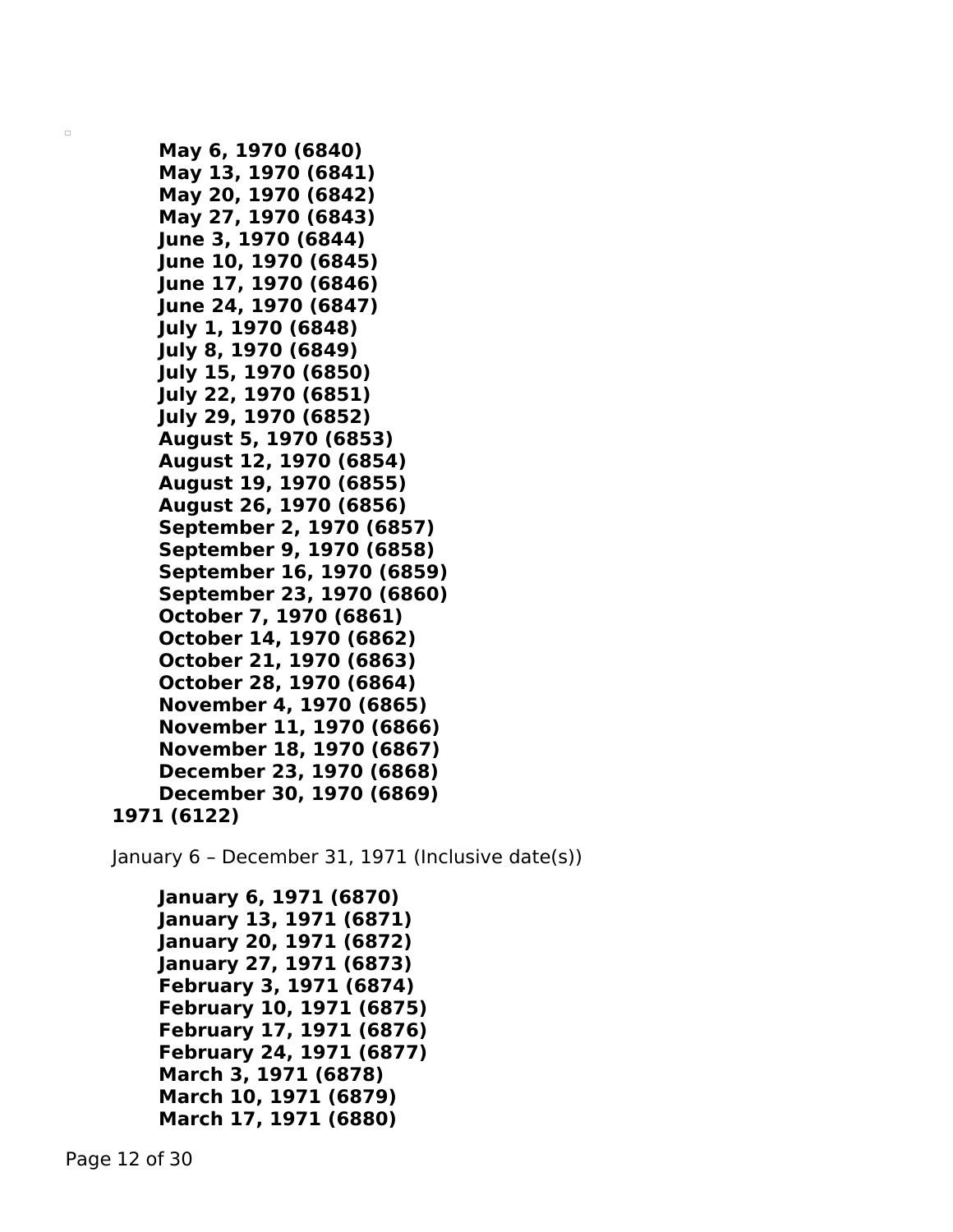- **May 6, 1970 (6840)**
- **May 13, 1970 (6841)**
- **May 20, 1970 (6842)**
- **May 27, 1970 (6843)**
- **June 3, 1970 (6844)**
- **June 10, 1970 (6845)**
- **June 17, 1970 (6846)**
- **June 24, 1970 (6847)**
- **July 1, 1970 (6848)**
- **July 8, 1970 (6849)**
- **July 15, 1970 (6850)**
- **July 22, 1970 (6851)**
- **July 29, 1970 (6852)**
- **August 5, 1970 (6853)**
- **August 12, 1970 (6854)**
- **August 19, 1970 (6855)**
- **August 26, 1970 (6856)**
- **September 2, 1970 (6857)**
- **September 9, 1970 (6858)**
- **September 16, 1970 (6859)**
- **September 23, 1970 (6860)**
- **October 7, 1970 (6861)**
- **October 14, 1970 (6862)**
- **October 21, 1970 (6863)**
- **October 28, 1970 (6864)**
- **November 4, 1970 (6865)**
- **November 11, 1970 (6866)**
- **November 18, 1970 (6867)**
- **December 23, 1970 (6868)**
- **December 30, 1970 (6869)**

**1971 (6122)**

January 6 – December 31, 1971 (Inclusive date(s))

- **January 6, 1971 (6870)**
- **January 13, 1971 (6871)**
- **January 20, 1971 (6872)**
- **January 27, 1971 (6873)**
- **February 3, 1971 (6874)**
- **February 10, 1971 (6875)**
- **February 17, 1971 (6876)**
- **February 24, 1971 (6877)**
- **March 3, 1971 (6878)**
- **March 10, 1971 (6879)**
- **March 17, 1971 (6880)**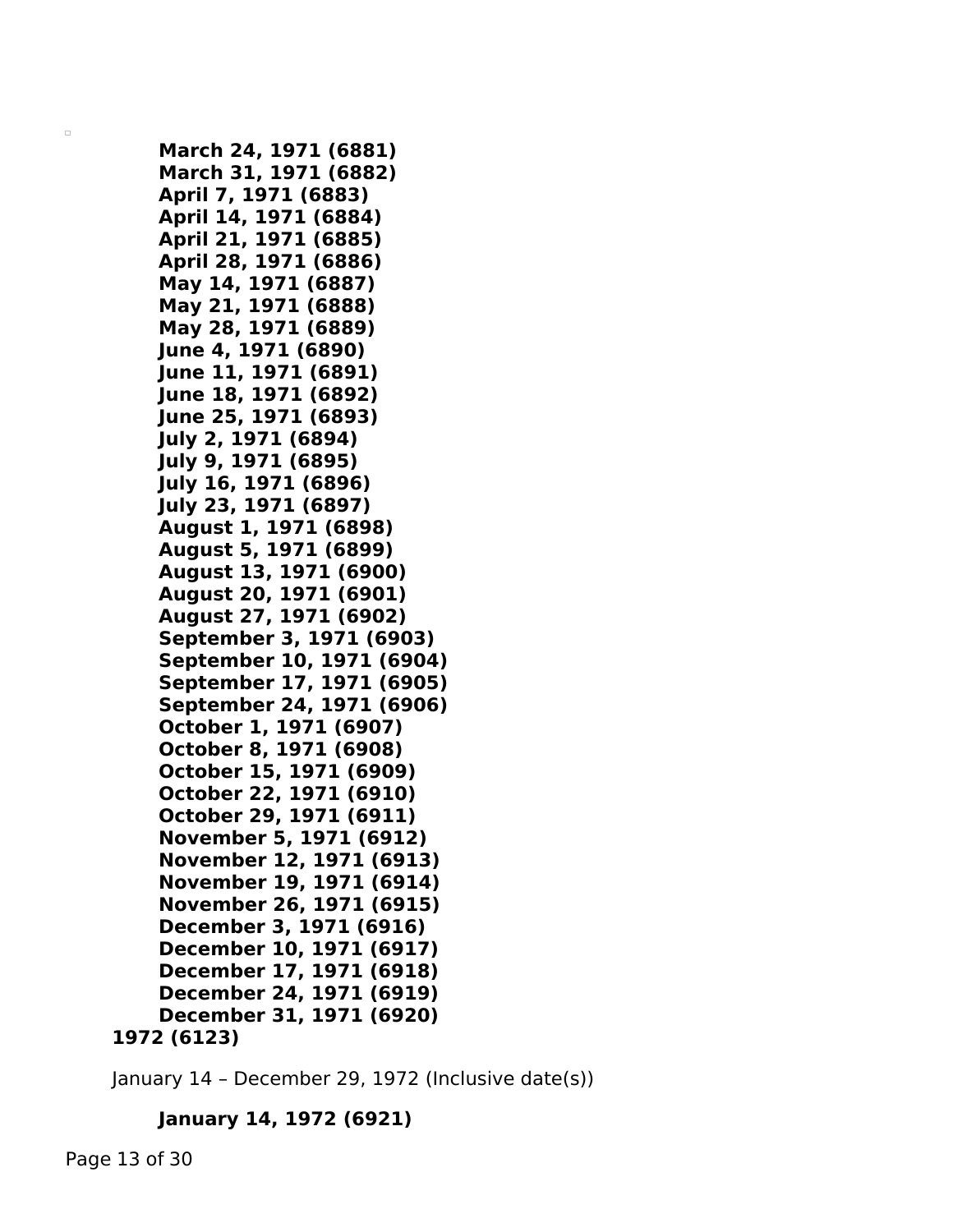**March 24, 1971 (6881)**
**March 31, 1971 (6882)**
**April 7, 1971 (6883)**
**April 14, 1971 (6884)**
**April 21, 1971 (6885)**
**April 28, 1971 (6886)**
**May 14, 1971 (6887)**
**May 21, 1971 (6888)**
**May 28, 1971 (6889)**
**June 4, 1971 (6890)**
**June 11, 1971 (6891)**
**June 18, 1971 (6892)**
**June 25, 1971 (6893)**
**July 2, 1971 (6894)**
**July 9, 1971 (6895)**
**July 16, 1971 (6896)**
**July 23, 1971 (6897)**
**August 1, 1971 (6898)**
**August 5, 1971 (6899)**
**August 13, 1971 (6900)**
**August 20, 1971 (6901)**
**August 27, 1971 (6902)**
**September 3, 1971 (6903)**
**September 10, 1971 (6904)**
**September 17, 1971 (6905)**
**September 24, 1971 (6906)**
**October 1, 1971 (6907)**
**October 8, 1971 (6908)**
**October 15, 1971 (6909)**
**October 22, 1971 (6910)**
**October 29, 1971 (6911)**
**November 5, 1971 (6912)**
**November 12, 1971 (6913)**
**November 19, 1971 (6914)**
**November 26, 1971 (6915)**
**December 3, 1971 (6916)**
**December 10, 1971 (6917)**
**December 17, 1971 (6918)**
**December 24, 1971 (6919)**
**December 31, 1971 (6920)**

**1972 (6123)**

January 14 – December 29, 1972 (Inclusive date(s))

**January 14, 1972 (6921)**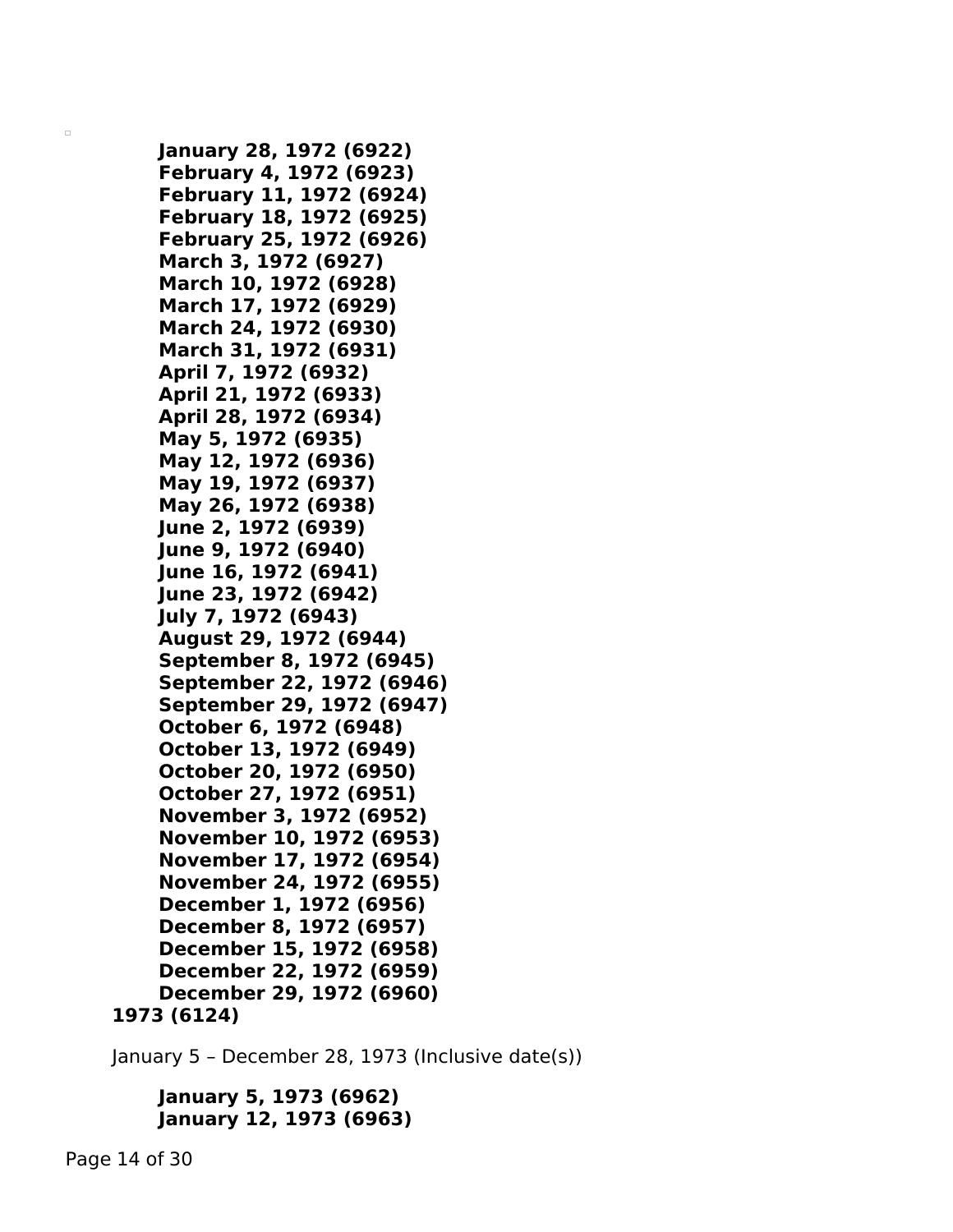**January 28, 1972 (6922)**
**February 4, 1972 (6923)**
**February 11, 1972 (6924)**
**February 18, 1972 (6925)**
**February 25, 1972 (6926)**
**March 3, 1972 (6927)**
**March 10, 1972 (6928)**
**March 17, 1972 (6929)**
**March 24, 1972 (6930)**
**March 31, 1972 (6931)**
**April 7, 1972 (6932)**
**April 21, 1972 (6933)**
**April 28, 1972 (6934)**
**May 5, 1972 (6935)**
**May 12, 1972 (6936)**
**May 19, 1972 (6937)**
**May 26, 1972 (6938)**
**June 2, 1972 (6939)**
**June 9, 1972 (6940)**
**June 16, 1972 (6941)**
**June 23, 1972 (6942)**
**July 7, 1972 (6943)**
**August 29, 1972 (6944)**
**September 8, 1972 (6945)**
**September 22, 1972 (6946)**
**September 29, 1972 (6947)**
**October 6, 1972 (6948)**
**October 13, 1972 (6949)**
**October 20, 1972 (6950)**
**October 27, 1972 (6951)**
**November 3, 1972 (6952)**
**November 10, 1972 (6953)**
**November 17, 1972 (6954)**
**November 24, 1972 (6955)**
**December 1, 1972 (6956)**
**December 8, 1972 (6957)**
**December 15, 1972 (6958)**
**December 22, 1972 (6959)**
**December 29, 1972 (6960)**

**1973 (6124)**

January 5 – December 28, 1973 (Inclusive date(s))

**January 5, 1973 (6962)**
**January 12, 1973 (6963)**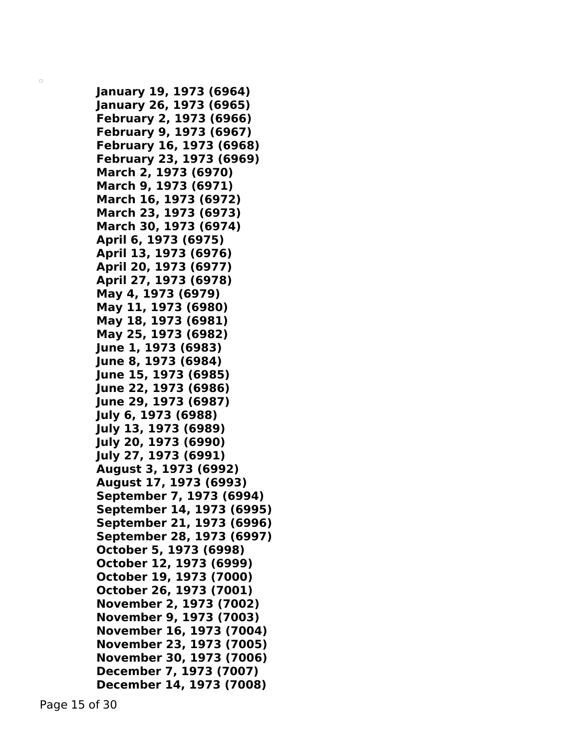**January 19, 1973 (6964)**
**January 26, 1973 (6965)**
**February 2, 1973 (6966)**
**February 9, 1973 (6967)**
**February 16, 1973 (6968)**
**February 23, 1973 (6969)**
**March 2, 1973 (6970)**
**March 9, 1973 (6971)**
**March 16, 1973 (6972)**
**March 23, 1973 (6973)**
**March 30, 1973 (6974)**
**April 6, 1973 (6975)**
**April 13, 1973 (6976)**
**April 20, 1973 (6977)**
**April 27, 1973 (6978)**
**May 4, 1973 (6979)**
**May 11, 1973 (6980)**
**May 18, 1973 (6981)**
**May 25, 1973 (6982)**
**June 1, 1973 (6983)**
**June 8, 1973 (6984)**
**June 15, 1973 (6985)**
**June 22, 1973 (6986)**
**June 29, 1973 (6987)**
**July 6, 1973 (6988)**
**July 13, 1973 (6989)**
**July 20, 1973 (6990)**
**July 27, 1973 (6991)**
**August 3, 1973 (6992)**
**August 17, 1973 (6993)**
**September 7, 1973 (6994)**
**September 14, 1973 (6995)**
**September 21, 1973 (6996)**
**September 28, 1973 (6997)**
**October 5, 1973 (6998)**
**October 12, 1973 (6999)**
**October 19, 1973 (7000)**
**October 26, 1973 (7001)**
**November 2, 1973 (7002)**
**November 9, 1973 (7003)**
**November 16, 1973 (7004)**
**November 23, 1973 (7005)**
**November 30, 1973 (7006)**
**December 7, 1973 (7007)**
**December 14, 1973 (7008)**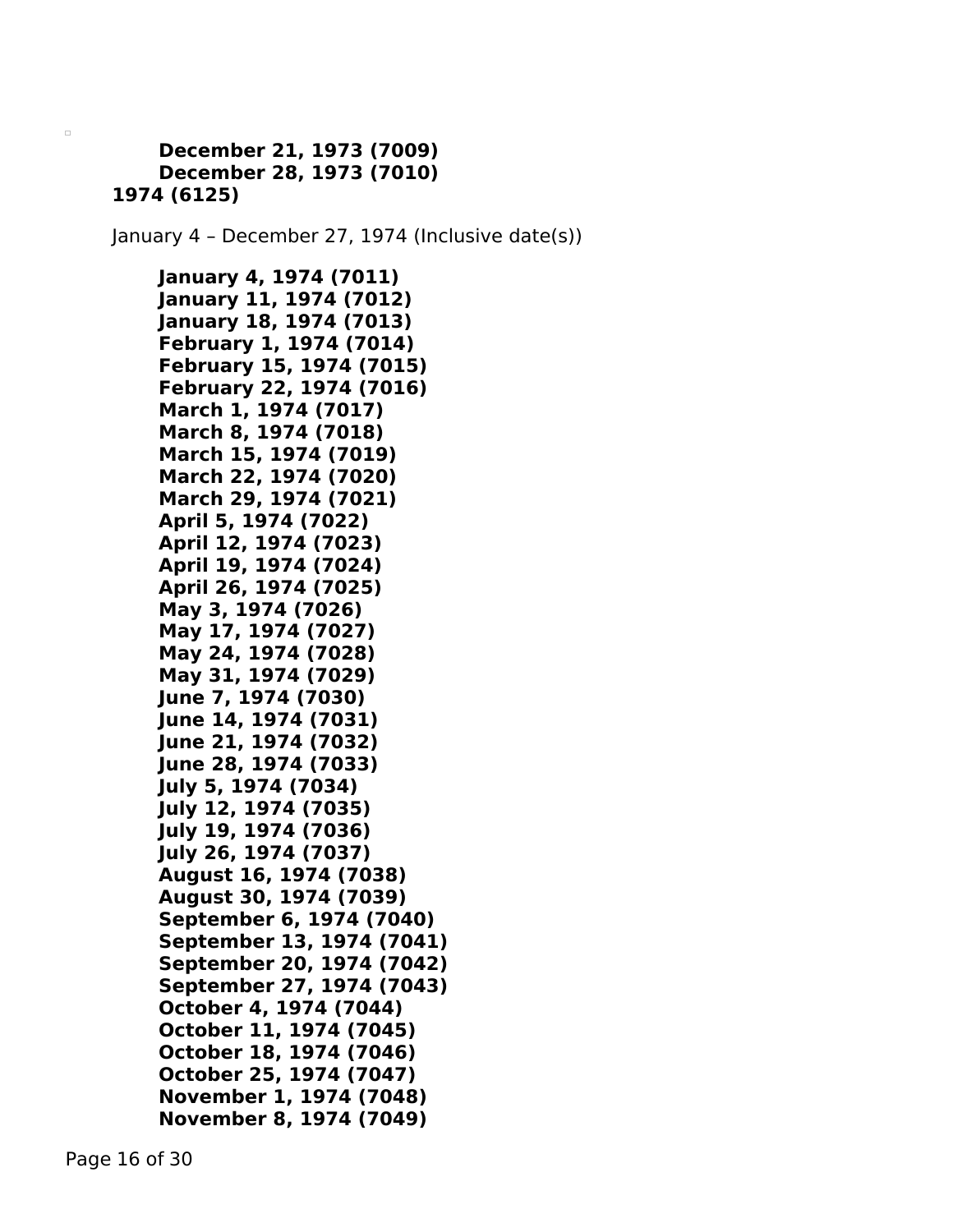**December 21, 1973 (7009)**
**December 28, 1973 (7010)**

**1974 (6125)**

January 4 – December 27, 1974 (Inclusive date(s))

**January 4, 1974 (7011)**
**January 11, 1974 (7012)**
**January 18, 1974 (7013)**
**February 1, 1974 (7014)**
**February 15, 1974 (7015)**
**February 22, 1974 (7016)**
**March 1, 1974 (7017)**
**March 8, 1974 (7018)**
**March 15, 1974 (7019)**
**March 22, 1974 (7020)**
**March 29, 1974 (7021)**
**April 5, 1974 (7022)**
**April 12, 1974 (7023)**
**April 19, 1974 (7024)**
**April 26, 1974 (7025)**
**May 3, 1974 (7026)**
**May 17, 1974 (7027)**
**May 24, 1974 (7028)**
**May 31, 1974 (7029)**
**June 7, 1974 (7030)**
**June 14, 1974 (7031)**
**June 21, 1974 (7032)**
**June 28, 1974 (7033)**
**July 5, 1974 (7034)**
**July 12, 1974 (7035)**
**July 19, 1974 (7036)**
**July 26, 1974 (7037)**
**August 16, 1974 (7038)**
**August 30, 1974 (7039)**
**September 6, 1974 (7040)**
**September 13, 1974 (7041)**
**September 20, 1974 (7042)**
**September 27, 1974 (7043)**
**October 4, 1974 (7044)**
**October 11, 1974 (7045)**
**October 18, 1974 (7046)**
**October 25, 1974 (7047)**
**November 1, 1974 (7048)**
**November 8, 1974 (7049)**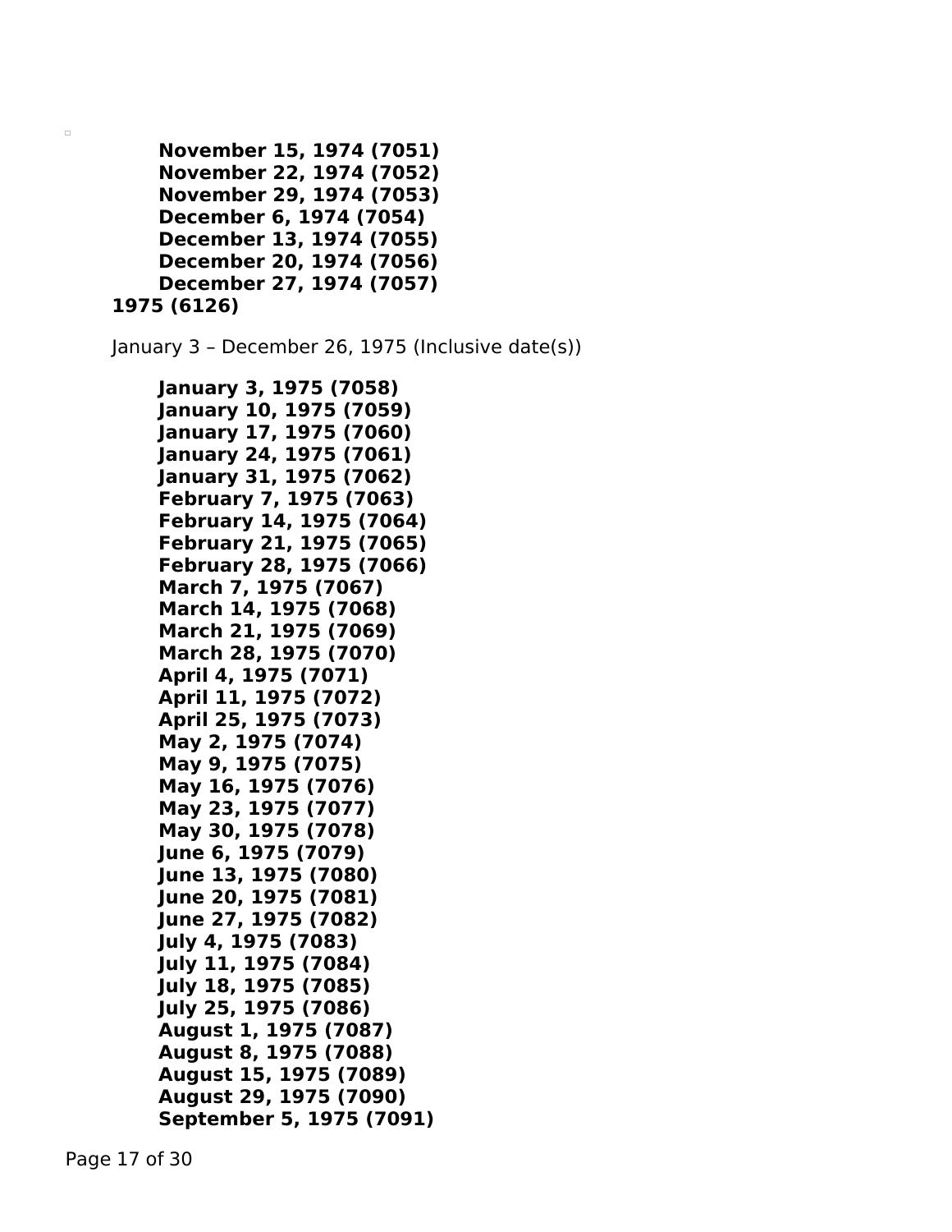**November 15, 1974 (7051)**
**November 22, 1974 (7052)**
**November 29, 1974 (7053)**
**December 6, 1974 (7054)**
**December 13, 1974 (7055)**
**December 20, 1974 (7056)**
**December 27, 1974 (7057)**

**1975 (6126)**

January 3 – December 26, 1975 (Inclusive date(s))

**January 3, 1975 (7058)**
**January 10, 1975 (7059)**
**January 17, 1975 (7060)**
**January 24, 1975 (7061)**
**January 31, 1975 (7062)**
**February 7, 1975 (7063)**
**February 14, 1975 (7064)**
**February 21, 1975 (7065)**
**February 28, 1975 (7066)**
**March 7, 1975 (7067)**
**March 14, 1975 (7068)**
**March 21, 1975 (7069)**
**March 28, 1975 (7070)**
**April 4, 1975 (7071)**
**April 11, 1975 (7072)**
**April 25, 1975 (7073)**
**May 2, 1975 (7074)**
**May 9, 1975 (7075)**
**May 16, 1975 (7076)**
**May 23, 1975 (7077)**
**May 30, 1975 (7078)**
**June 6, 1975 (7079)**
**June 13, 1975 (7080)**
**June 20, 1975 (7081)**
**June 27, 1975 (7082)**
**July 4, 1975 (7083)**
**July 11, 1975 (7084)**
**July 18, 1975 (7085)**
**July 25, 1975 (7086)**
**August 1, 1975 (7087)**
**August 8, 1975 (7088)**
**August 15, 1975 (7089)**
**August 29, 1975 (7090)**
**September 5, 1975 (7091)**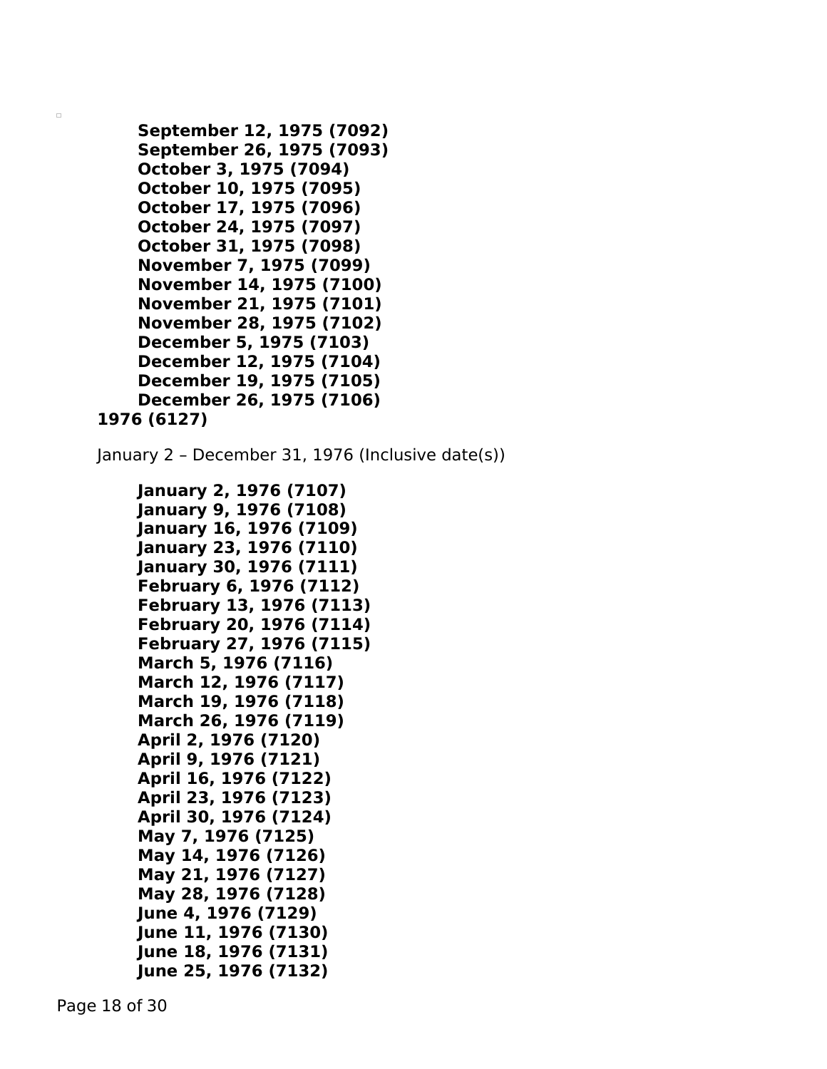**September 12, 1975 (7092)**
**September 26, 1975 (7093)**
**October 3, 1975 (7094)**
**October 10, 1975 (7095)**
**October 17, 1975 (7096)**
**October 24, 1975 (7097)**
**October 31, 1975 (7098)**
**November 7, 1975 (7099)**
**November 14, 1975 (7100)**
**November 21, 1975 (7101)**
**November 28, 1975 (7102)**
**December 5, 1975 (7103)**
**December 12, 1975 (7104)**
**December 19, 1975 (7105)**
**December 26, 1975 (7106)**

**1976 (6127)**

January 2 – December 31, 1976 (Inclusive date(s))

**January 2, 1976 (7107)**
**January 9, 1976 (7108)**
**January 16, 1976 (7109)**
**January 23, 1976 (7110)**
**January 30, 1976 (7111)**
**February 6, 1976 (7112)**
**February 13, 1976 (7113)**
**February 20, 1976 (7114)**
**February 27, 1976 (7115)**
**March 5, 1976 (7116)**
**March 12, 1976 (7117)**
**March 19, 1976 (7118)**
**March 26, 1976 (7119)**
**April 2, 1976 (7120)**
**April 9, 1976 (7121)**
**April 16, 1976 (7122)**
**April 23, 1976 (7123)**
**April 30, 1976 (7124)**
**May 7, 1976 (7125)**
**May 14, 1976 (7126)**
**May 21, 1976 (7127)**
**May 28, 1976 (7128)**
**June 4, 1976 (7129)**
**June 11, 1976 (7130)**
**June 18, 1976 (7131)**
**June 25, 1976 (7132)**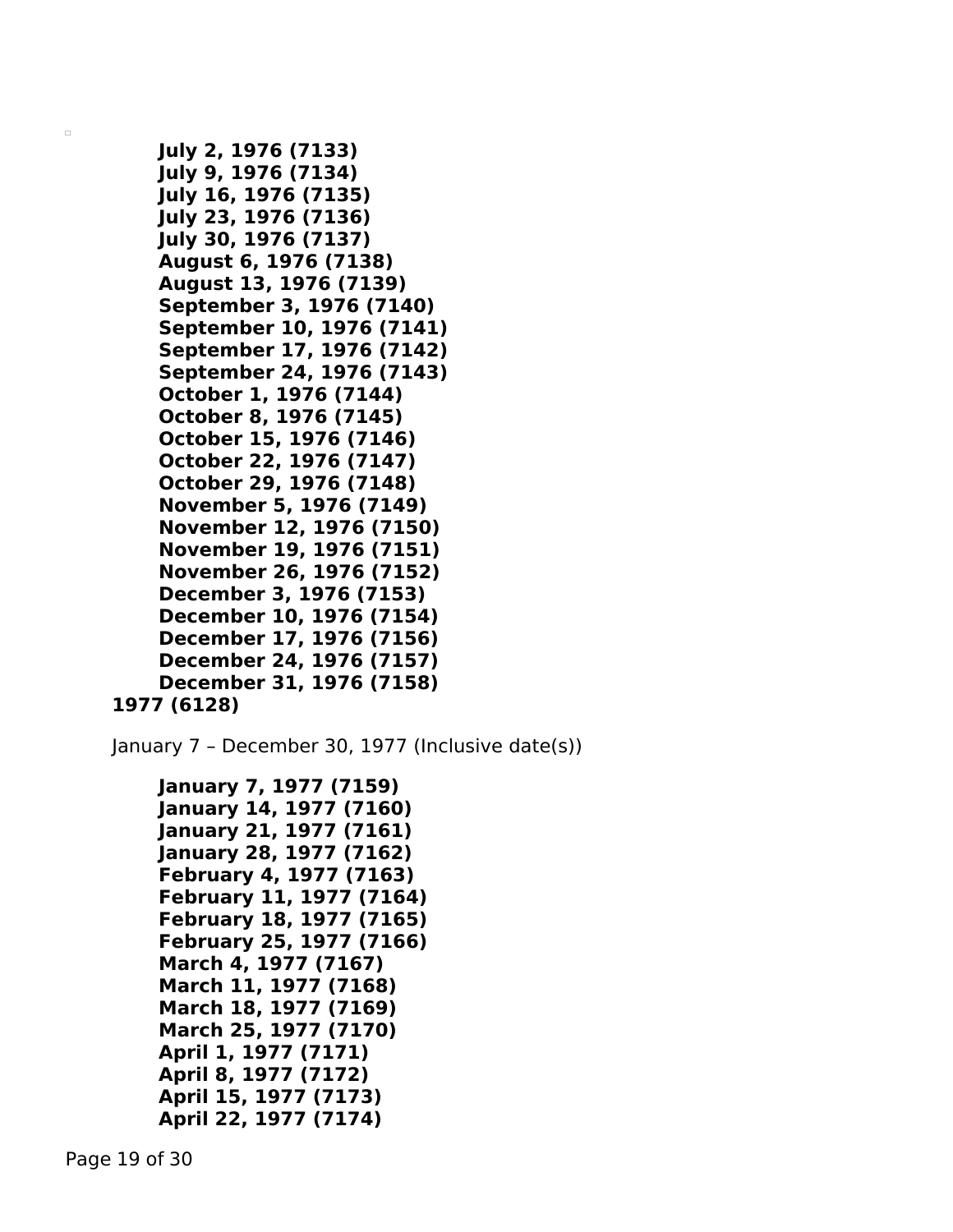- **July 2, 1976 (7133)**
- **July 9, 1976 (7134)**
- **July 16, 1976 (7135)**
- **July 23, 1976 (7136)**
- **July 30, 1976 (7137)**
- **August 6, 1976 (7138)**
- **August 13, 1976 (7139)**
- **September 3, 1976 (7140)**
- **September 10, 1976 (7141)**
- **September 17, 1976 (7142)**
- **September 24, 1976 (7143)**
- **October 1, 1976 (7144)**
- **October 8, 1976 (7145)**
- **October 15, 1976 (7146)**
- **October 22, 1976 (7147)**
- **October 29, 1976 (7148)**
- **November 5, 1976 (7149)**
- **November 12, 1976 (7150)**
- **November 19, 1976 (7151)**
- **November 26, 1976 (7152)**
- **December 3, 1976 (7153)**
- **December 10, 1976 (7154)**
- **December 17, 1976 (7156)**
- **December 24, 1976 (7157)**
- **December 31, 1976 (7158)**

**1977 (6128)**

January 7 – December 30, 1977 (Inclusive date(s))

- **January 7, 1977 (7159)**
- **January 14, 1977 (7160)**
- **January 21, 1977 (7161)**
- **January 28, 1977 (7162)**
- **February 4, 1977 (7163)**
- **February 11, 1977 (7164)**
- **February 18, 1977 (7165)**
- **February 25, 1977 (7166)**
- **March 4, 1977 (7167)**
- **March 11, 1977 (7168)**
- **March 18, 1977 (7169)**
- **March 25, 1977 (7170)**
- **April 1, 1977 (7171)**
- **April 8, 1977 (7172)**
- **April 15, 1977 (7173)**
- **April 22, 1977 (7174)**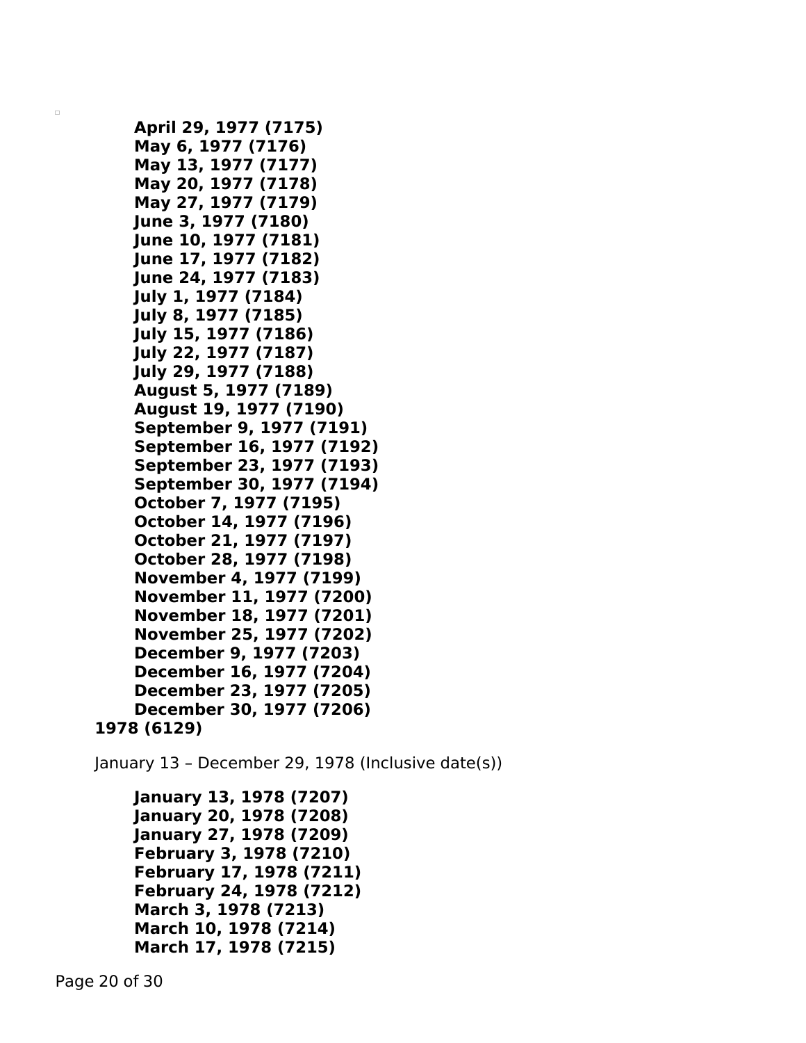- **April 29, 1977 (7175)**
- **May 6, 1977 (7176)**
- **May 13, 1977 (7177)**
- **May 20, 1977 (7178)**
- **May 27, 1977 (7179)**
- **June 3, 1977 (7180)**
- **June 10, 1977 (7181)**
- **June 17, 1977 (7182)**
- **June 24, 1977 (7183)**
- **July 1, 1977 (7184)**
- **July 8, 1977 (7185)**
- **July 15, 1977 (7186)**
- **July 22, 1977 (7187)**
- **July 29, 1977 (7188)**
- **August 5, 1977 (7189)**
- **August 19, 1977 (7190)**
- **September 9, 1977 (7191)**
- **September 16, 1977 (7192)**
- **September 23, 1977 (7193)**
- **September 30, 1977 (7194)**
- **October 7, 1977 (7195)**
- **October 14, 1977 (7196)**
- **October 21, 1977 (7197)**
- **October 28, 1977 (7198)**
- **November 4, 1977 (7199)**
- **November 11, 1977 (7200)**
- **November 18, 1977 (7201)**
- **November 25, 1977 (7202)**
- **December 9, 1977 (7203)**
- **December 16, 1977 (7204)**
- **December 23, 1977 (7205)**
- **December 30, 1977 (7206)**

**1978 (6129)**

January 13 – December 29, 1978 (Inclusive date(s))

- **January 13, 1978 (7207)**
- **January 20, 1978 (7208)**
- **January 27, 1978 (7209)**
- **February 3, 1978 (7210)**
- **February 17, 1978 (7211)**
- **February 24, 1978 (7212)**
- **March 3, 1978 (7213)**
- **March 10, 1978 (7214)**
- **March 17, 1978 (7215)**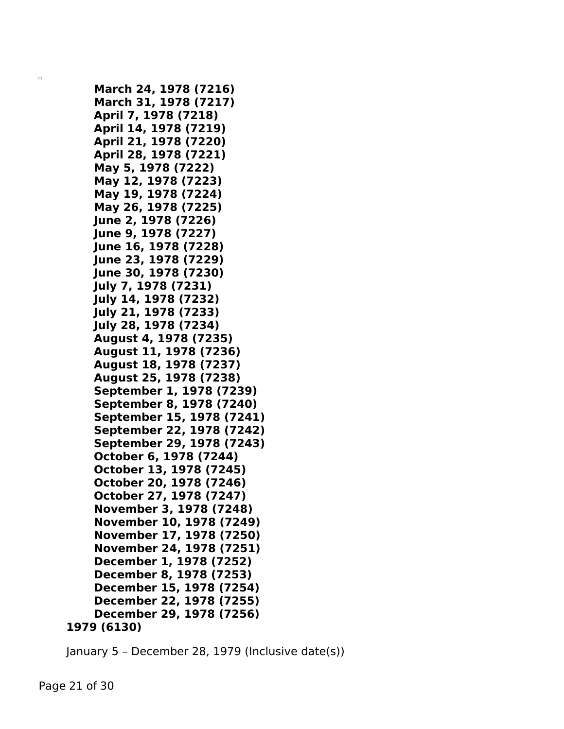- **March 24, 1978 (7216)**
- **March 31, 1978 (7217)**
- **April 7, 1978 (7218)**
- **April 14, 1978 (7219)**
- **April 21, 1978 (7220)**
- **April 28, 1978 (7221)**
- **May 5, 1978 (7222)**
- **May 12, 1978 (7223)**
- **May 19, 1978 (7224)**
- **May 26, 1978 (7225)**
- **June 2, 1978 (7226)**
- **June 9, 1978 (7227)**
- **June 16, 1978 (7228)**
- **June 23, 1978 (7229)**
- **June 30, 1978 (7230)**
- **July 7, 1978 (7231)**
- **July 14, 1978 (7232)**
- **July 21, 1978 (7233)**
- **July 28, 1978 (7234)**
- **August 4, 1978 (7235)**
- **August 11, 1978 (7236)**
- **August 18, 1978 (7237)**
- **August 25, 1978 (7238)**
- **September 1, 1978 (7239)**
- **September 8, 1978 (7240)**
- **September 15, 1978 (7241)**
- **September 22, 1978 (7242)**
- **September 29, 1978 (7243)**
- **October 6, 1978 (7244)**
- **October 13, 1978 (7245)**
- **October 20, 1978 (7246)**
- **October 27, 1978 (7247)**
- **November 3, 1978 (7248)**
- **November 10, 1978 (7249)**
- **November 17, 1978 (7250)**
- **November 24, 1978 (7251)**
- **December 1, 1978 (7252)**
- **December 8, 1978 (7253)**
- **December 15, 1978 (7254)**
- **December 22, 1978 (7255)**
- **December 29, 1978 (7256)**

**1979 (6130)**

January 5 – December 28, 1979 (Inclusive date(s))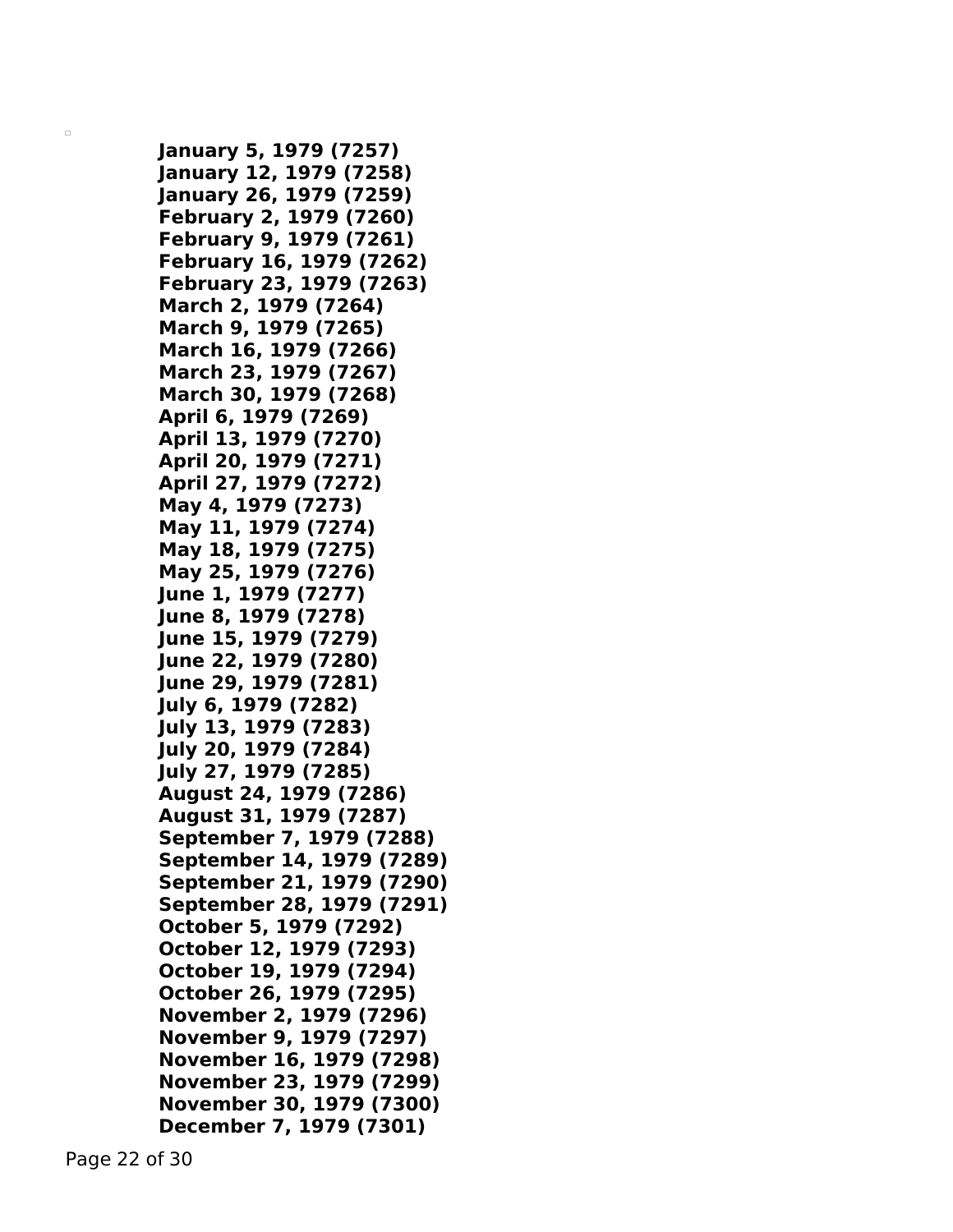- **January 5, 1979 (7257)**
- **January 12, 1979 (7258)**
- **January 26, 1979 (7259)**
- **February 2, 1979 (7260)**
- **February 9, 1979 (7261)**
- **February 16, 1979 (7262)**
- **February 23, 1979 (7263)**
- **March 2, 1979 (7264)**
- **March 9, 1979 (7265)**
- **March 16, 1979 (7266)**
- **March 23, 1979 (7267)**
- **March 30, 1979 (7268)**
- **April 6, 1979 (7269)**
- **April 13, 1979 (7270)**
- **April 20, 1979 (7271)**
- **April 27, 1979 (7272)**
- **May 4, 1979 (7273)**
- **May 11, 1979 (7274)**
- **May 18, 1979 (7275)**
- **May 25, 1979 (7276)**
- **June 1, 1979 (7277)**
- **June 8, 1979 (7278)**
- **June 15, 1979 (7279)**
- **June 22, 1979 (7280)**
- **June 29, 1979 (7281)**
- **July 6, 1979 (7282)**
- **July 13, 1979 (7283)**
- **July 20, 1979 (7284)**
- **July 27, 1979 (7285)**
- **August 24, 1979 (7286)**
- **August 31, 1979 (7287)**
- **September 7, 1979 (7288)**
- **September 14, 1979 (7289)**
- **September 21, 1979 (7290)**
- **September 28, 1979 (7291)**
- **October 5, 1979 (7292)**
- **October 12, 1979 (7293)**
- **October 19, 1979 (7294)**
- **October 26, 1979 (7295)**
- **November 2, 1979 (7296)**
- **November 9, 1979 (7297)**
- **November 16, 1979 (7298)**
- **November 23, 1979 (7299)**
- **November 30, 1979 (7300)**
- **December 7, 1979 (7301)**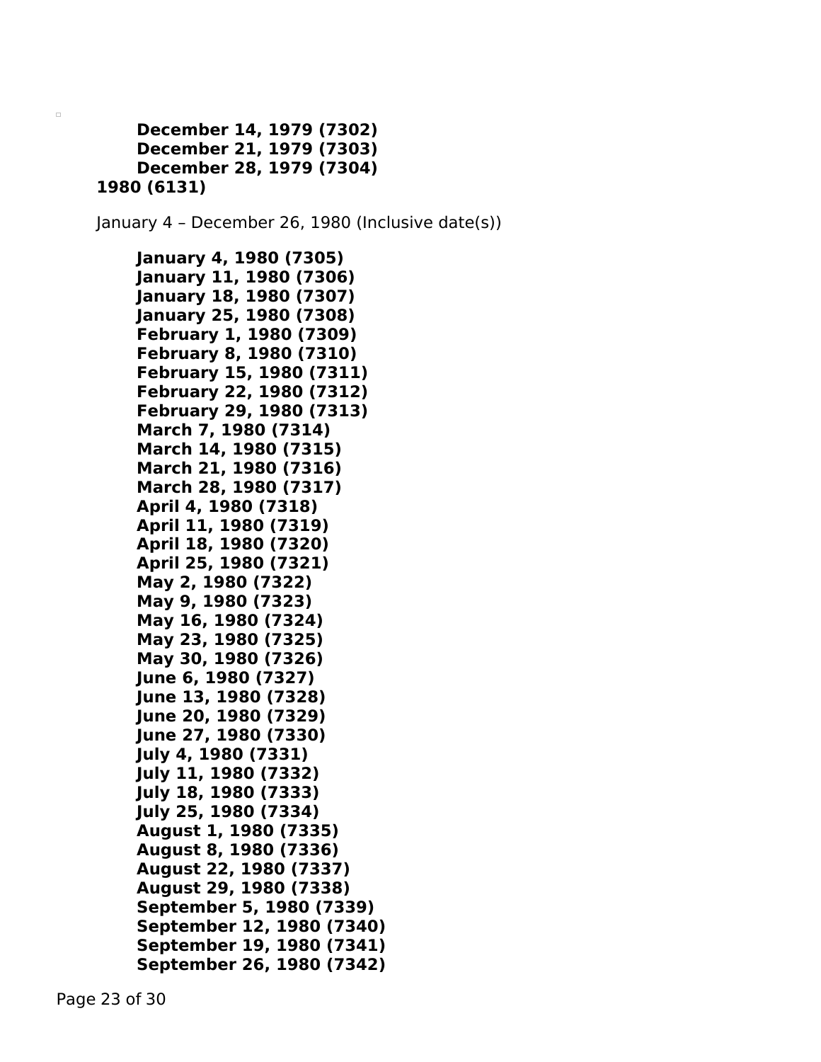**December 14, 1979 (7302)**
**December 21, 1979 (7303)**
**December 28, 1979 (7304)**

**1980 (6131)**

January 4 – December 26, 1980 (Inclusive date(s))

**January 4, 1980 (7305)**
**January 11, 1980 (7306)**
**January 18, 1980 (7307)**
**January 25, 1980 (7308)**
**February 1, 1980 (7309)**
**February 8, 1980 (7310)**
**February 15, 1980 (7311)**
**February 22, 1980 (7312)**
**February 29, 1980 (7313)**
**March 7, 1980 (7314)**
**March 14, 1980 (7315)**
**March 21, 1980 (7316)**
**March 28, 1980 (7317)**
**April 4, 1980 (7318)**
**April 11, 1980 (7319)**
**April 18, 1980 (7320)**
**April 25, 1980 (7321)**
**May 2, 1980 (7322)**
**May 9, 1980 (7323)**
**May 16, 1980 (7324)**
**May 23, 1980 (7325)**
**May 30, 1980 (7326)**
**June 6, 1980 (7327)**
**June 13, 1980 (7328)**
**June 20, 1980 (7329)**
**June 27, 1980 (7330)**
**July 4, 1980 (7331)**
**July 11, 1980 (7332)**
**July 18, 1980 (7333)**
**July 25, 1980 (7334)**
**August 1, 1980 (7335)**
**August 8, 1980 (7336)**
**August 22, 1980 (7337)**
**August 29, 1980 (7338)**
**September 5, 1980 (7339)**
**September 12, 1980 (7340)**
**September 19, 1980 (7341)**
**September 26, 1980 (7342)**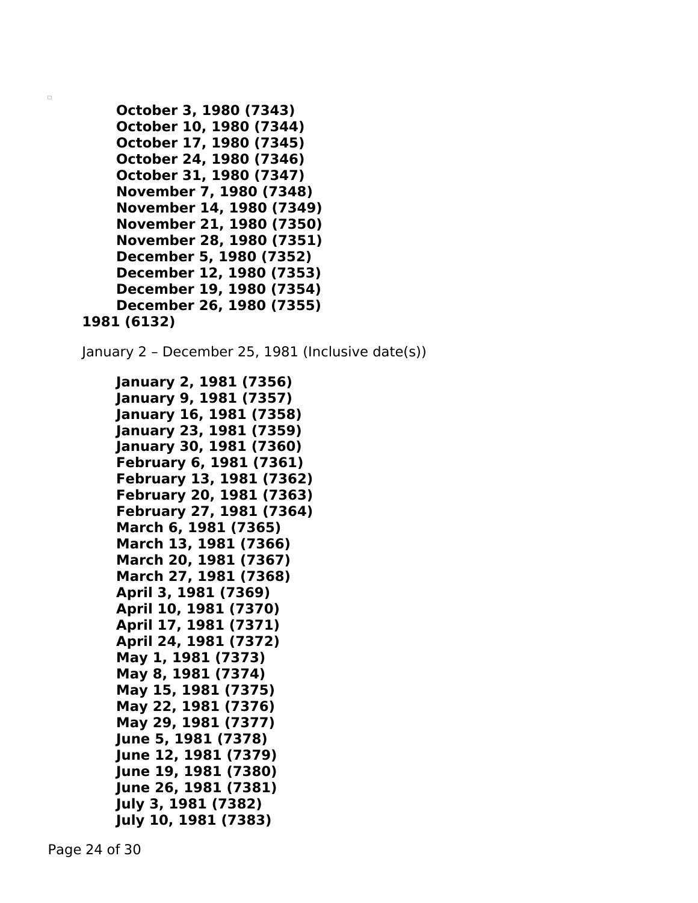- **October 3, 1980 (7343)**
- **October 10, 1980 (7344)**
- **October 17, 1980 (7345)**
- **October 24, 1980 (7346)**
- **October 31, 1980 (7347)**
- **November 7, 1980 (7348)**
- **November 14, 1980 (7349)**
- **November 21, 1980 (7350)**
- **November 28, 1980 (7351)**
- **December 5, 1980 (7352)**
- **December 12, 1980 (7353)**
- **December 19, 1980 (7354)**
- **December 26, 1980 (7355)**

**1981 (6132)**

January 2 – December 25, 1981 (Inclusive date(s))

- **January 2, 1981 (7356)**
- **January 9, 1981 (7357)**
- **January 16, 1981 (7358)**
- **January 23, 1981 (7359)**
- **January 30, 1981 (7360)**
- **February 6, 1981 (7361)**
- **February 13, 1981 (7362)**
- **February 20, 1981 (7363)**
- **February 27, 1981 (7364)**
- **March 6, 1981 (7365)**
- **March 13, 1981 (7366)**
- **March 20, 1981 (7367)**
- **March 27, 1981 (7368)**
- **April 3, 1981 (7369)**
- **April 10, 1981 (7370)**
- **April 17, 1981 (7371)**
- **April 24, 1981 (7372)**
- **May 1, 1981 (7373)**
- **May 8, 1981 (7374)**
- **May 15, 1981 (7375)**
- **May 22, 1981 (7376)**
- **May 29, 1981 (7377)**
- **June 5, 1981 (7378)**
- **June 12, 1981 (7379)**
- **June 19, 1981 (7380)**
- **June 26, 1981 (7381)**
- **July 3, 1981 (7382)**
- **July 10, 1981 (7383)**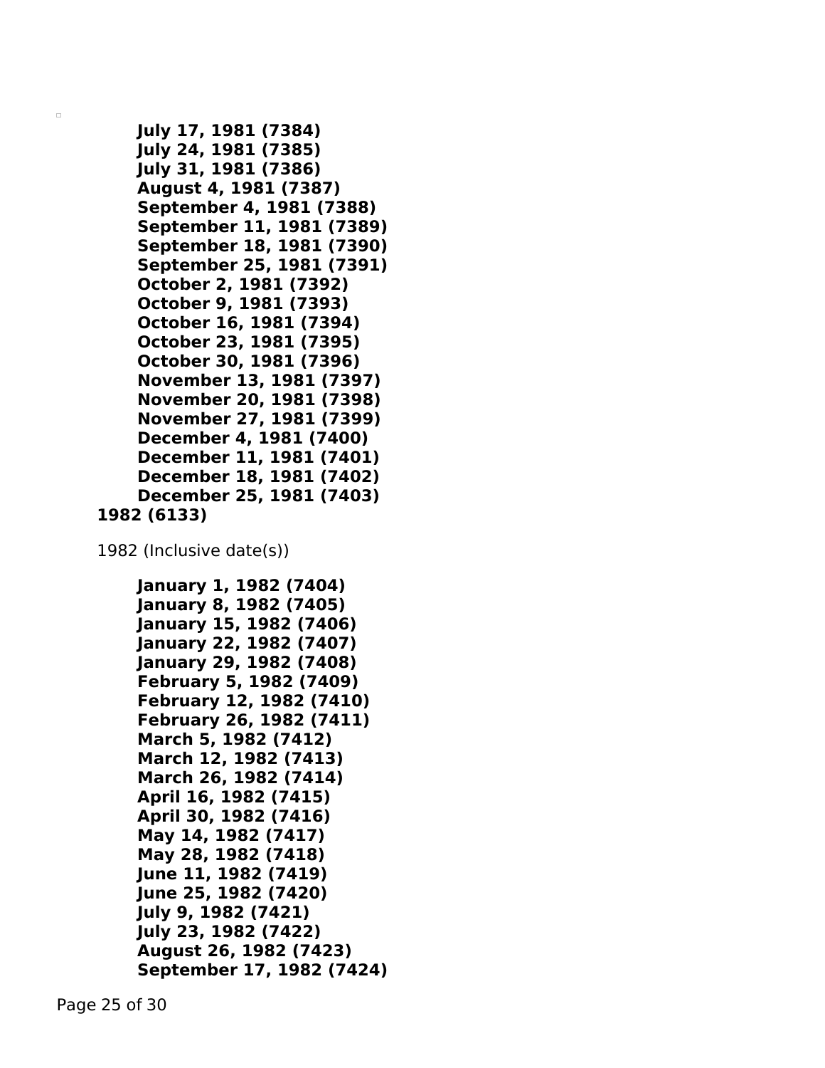- **July 17, 1981 (7384)**
- **July 24, 1981 (7385)**
- **July 31, 1981 (7386)**
- **August 4, 1981 (7387)**
- **September 4, 1981 (7388)**
- **September 11, 1981 (7389)**
- **September 18, 1981 (7390)**
- **September 25, 1981 (7391)**
- **October 2, 1981 (7392)**
- **October 9, 1981 (7393)**
- **October 16, 1981 (7394)**
- **October 23, 1981 (7395)**
- **October 30, 1981 (7396)**
- **November 13, 1981 (7397)**
- **November 20, 1981 (7398)**
- **November 27, 1981 (7399)**
- **December 4, 1981 (7400)**
- **December 11, 1981 (7401)**
- **December 18, 1981 (7402)**
- **December 25, 1981 (7403)**

**1982 (6133)**

1982 (Inclusive date(s))

- **January 1, 1982 (7404)**
- **January 8, 1982 (7405)**
- **January 15, 1982 (7406)**
- **January 22, 1982 (7407)**
- **January 29, 1982 (7408)**
- **February 5, 1982 (7409)**
- **February 12, 1982 (7410)**
- **February 26, 1982 (7411)**
- **March 5, 1982 (7412)**
- **March 12, 1982 (7413)**
- **March 26, 1982 (7414)**
- **April 16, 1982 (7415)**
- **April 30, 1982 (7416)**
- **May 14, 1982 (7417)**
- **May 28, 1982 (7418)**
- **June 11, 1982 (7419)**
- **June 25, 1982 (7420)**
- **July 9, 1982 (7421)**
- **July 23, 1982 (7422)**
- **August 26, 1982 (7423)**
- **September 17, 1982 (7424)**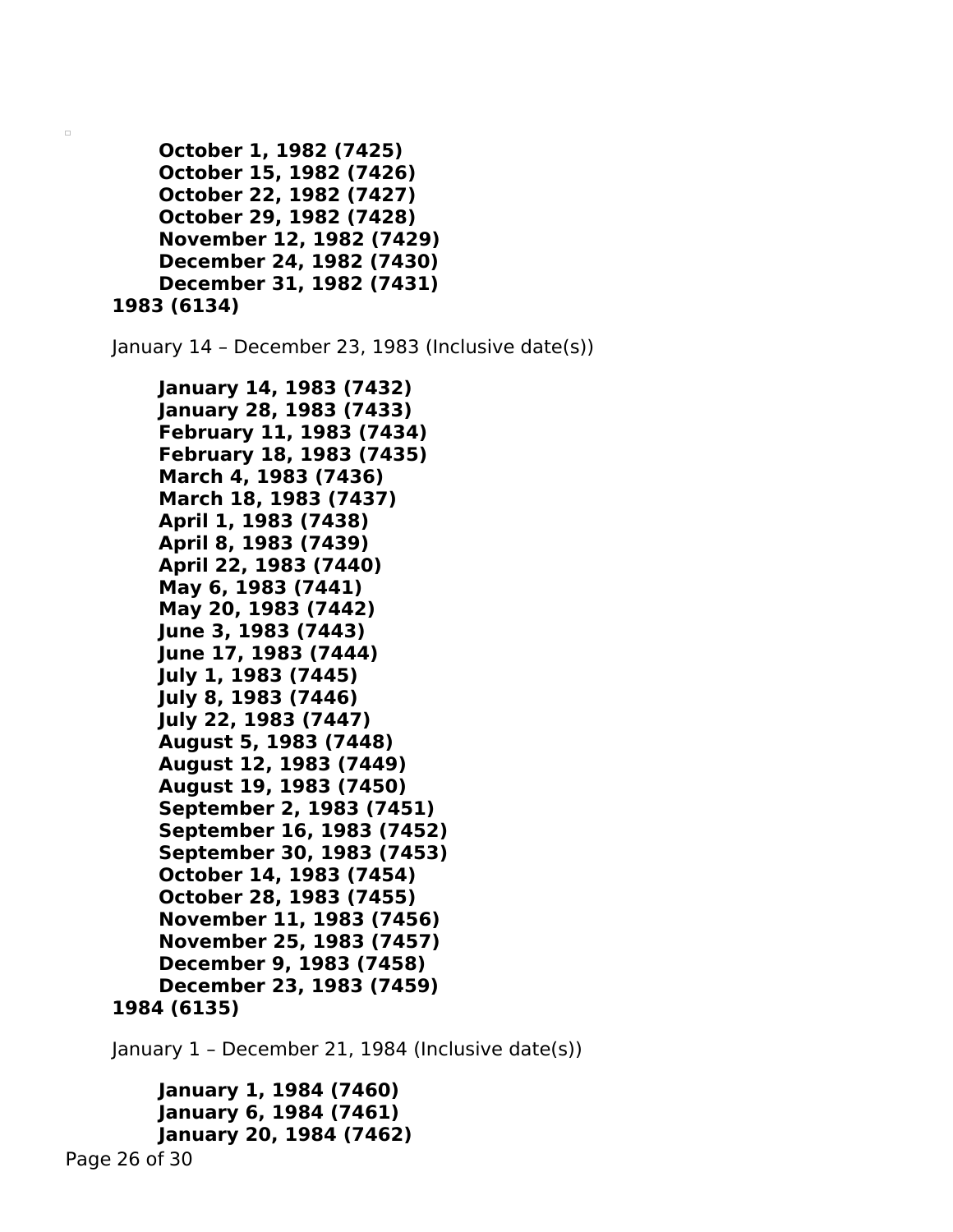**October 1, 1982 (7425)**
**October 15, 1982 (7426)**
**October 22, 1982 (7427)**
**October 29, 1982 (7428)**
**November 12, 1982 (7429)**
**December 24, 1982 (7430)**
**December 31, 1982 (7431)**

**1983 (6134)**

January 14 – December 23, 1983 (Inclusive date(s))

**January 14, 1983 (7432)**
**January 28, 1983 (7433)**
**February 11, 1983 (7434)**
**February 18, 1983 (7435)**
**March 4, 1983 (7436)**
**March 18, 1983 (7437)**
**April 1, 1983 (7438)**
**April 8, 1983 (7439)**
**April 22, 1983 (7440)**
**May 6, 1983 (7441)**
**May 20, 1983 (7442)**
**June 3, 1983 (7443)**
**June 17, 1983 (7444)**
**July 1, 1983 (7445)**
**July 8, 1983 (7446)**
**July 22, 1983 (7447)**
**August 5, 1983 (7448)**
**August 12, 1983 (7449)**
**August 19, 1983 (7450)**
**September 2, 1983 (7451)**
**September 16, 1983 (7452)**
**September 30, 1983 (7453)**
**October 14, 1983 (7454)**
**October 28, 1983 (7455)**
**November 11, 1983 (7456)**
**November 25, 1983 (7457)**
**December 9, 1983 (7458)**
**December 23, 1983 (7459)**

**1984 (6135)**

January 1 – December 21, 1984 (Inclusive date(s))

**January 1, 1984 (7460)**
**January 6, 1984 (7461)**
**January 20, 1984 (7462)**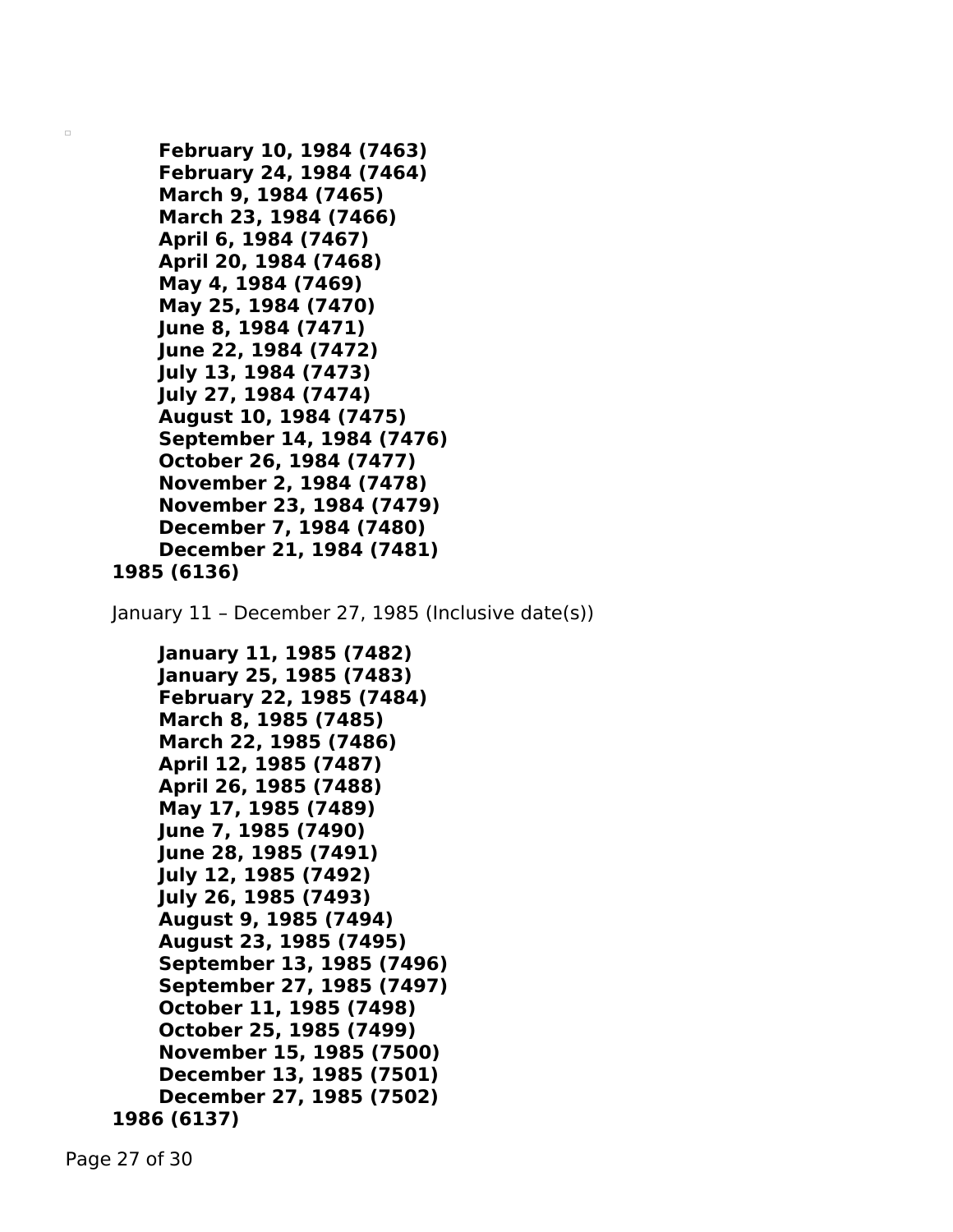- **February 10, 1984 (7463)**
- **February 24, 1984 (7464)**
- **March 9, 1984 (7465)**
- **March 23, 1984 (7466)**
- **April 6, 1984 (7467)**
- **April 20, 1984 (7468)**
- **May 4, 1984 (7469)**
- **May 25, 1984 (7470)**
- **June 8, 1984 (7471)**
- **June 22, 1984 (7472)**
- **July 13, 1984 (7473)**
- **July 27, 1984 (7474)**
- **August 10, 1984 (7475)**
- **September 14, 1984 (7476)**
- **October 26, 1984 (7477)**
- **November 2, 1984 (7478)**
- **November 23, 1984 (7479)**
- **December 7, 1984 (7480)**
- **December 21, 1984 (7481)**

**1985 (6136)**

January 11 – December 27, 1985 (Inclusive date(s))

- **January 11, 1985 (7482)**
- **January 25, 1985 (7483)**
- **February 22, 1985 (7484)**
- **March 8, 1985 (7485)**
- **March 22, 1985 (7486)**
- **April 12, 1985 (7487)**
- **April 26, 1985 (7488)**
- **May 17, 1985 (7489)**
- **June 7, 1985 (7490)**
- **June 28, 1985 (7491)**
- **July 12, 1985 (7492)**
- **July 26, 1985 (7493)**
- **August 9, 1985 (7494)**
- **August 23, 1985 (7495)**
- **September 13, 1985 (7496)**
- **September 27, 1985 (7497)**
- **October 11, 1985 (7498)**
- **October 25, 1985 (7499)**
- **November 15, 1985 (7500)**
- **December 13, 1985 (7501)**
- **December 27, 1985 (7502)**

**1986 (6137)**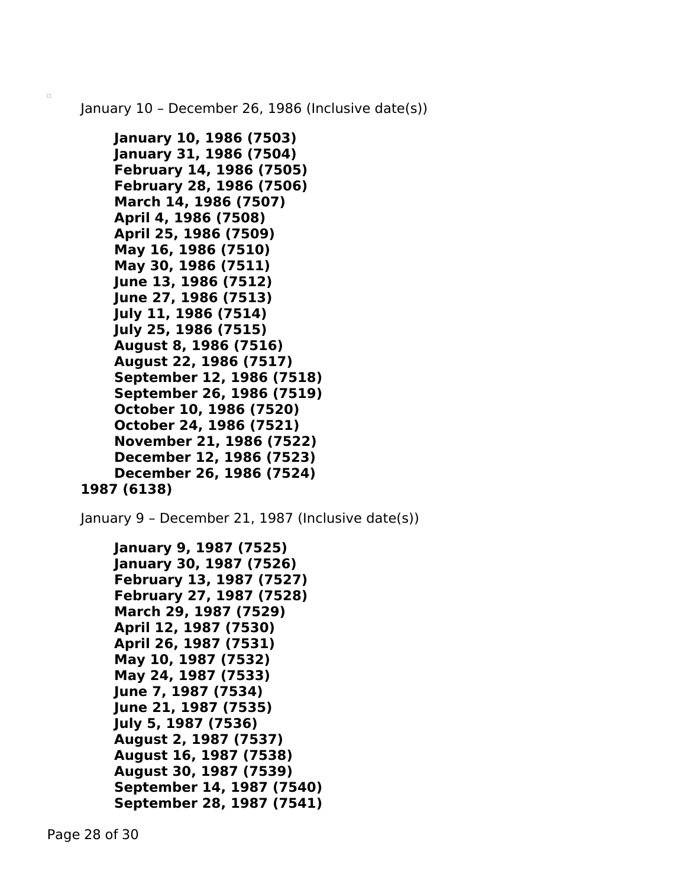January 10 – December 26, 1986 (Inclusive date(s))

- **January 10, 1986 (7503)**
- **January 31, 1986 (7504)**
- **February 14, 1986 (7505)**
- **February 28, 1986 (7506)**
- **March 14, 1986 (7507)**
- **April 4, 1986 (7508)**
- **April 25, 1986 (7509)**
- **May 16, 1986 (7510)**
- **May 30, 1986 (7511)**
- **June 13, 1986 (7512)**
- **June 27, 1986 (7513)**
- **July 11, 1986 (7514)**
- **July 25, 1986 (7515)**
- **August 8, 1986 (7516)**
- **August 22, 1986 (7517)**
- **September 12, 1986 (7518)**
- **September 26, 1986 (7519)**
- **October 10, 1986 (7520)**
- **October 24, 1986 (7521)**
- **November 21, 1986 (7522)**
- **December 12, 1986 (7523)**
- **December 26, 1986 (7524)**

**1987 (6138)**

January 9 – December 21, 1987 (Inclusive date(s))

- **January 9, 1987 (7525)**
- **January 30, 1987 (7526)**
- **February 13, 1987 (7527)**
- **February 27, 1987 (7528)**
- **March 29, 1987 (7529)**
- **April 12, 1987 (7530)**
- **April 26, 1987 (7531)**
- **May 10, 1987 (7532)**
- **May 24, 1987 (7533)**
- **June 7, 1987 (7534)**
- **June 21, 1987 (7535)**
- **July 5, 1987 (7536)**
- **August 2, 1987 (7537)**
- **August 16, 1987 (7538)**
- **August 30, 1987 (7539)**
- **September 14, 1987 (7540)**
- **September 28, 1987 (7541)**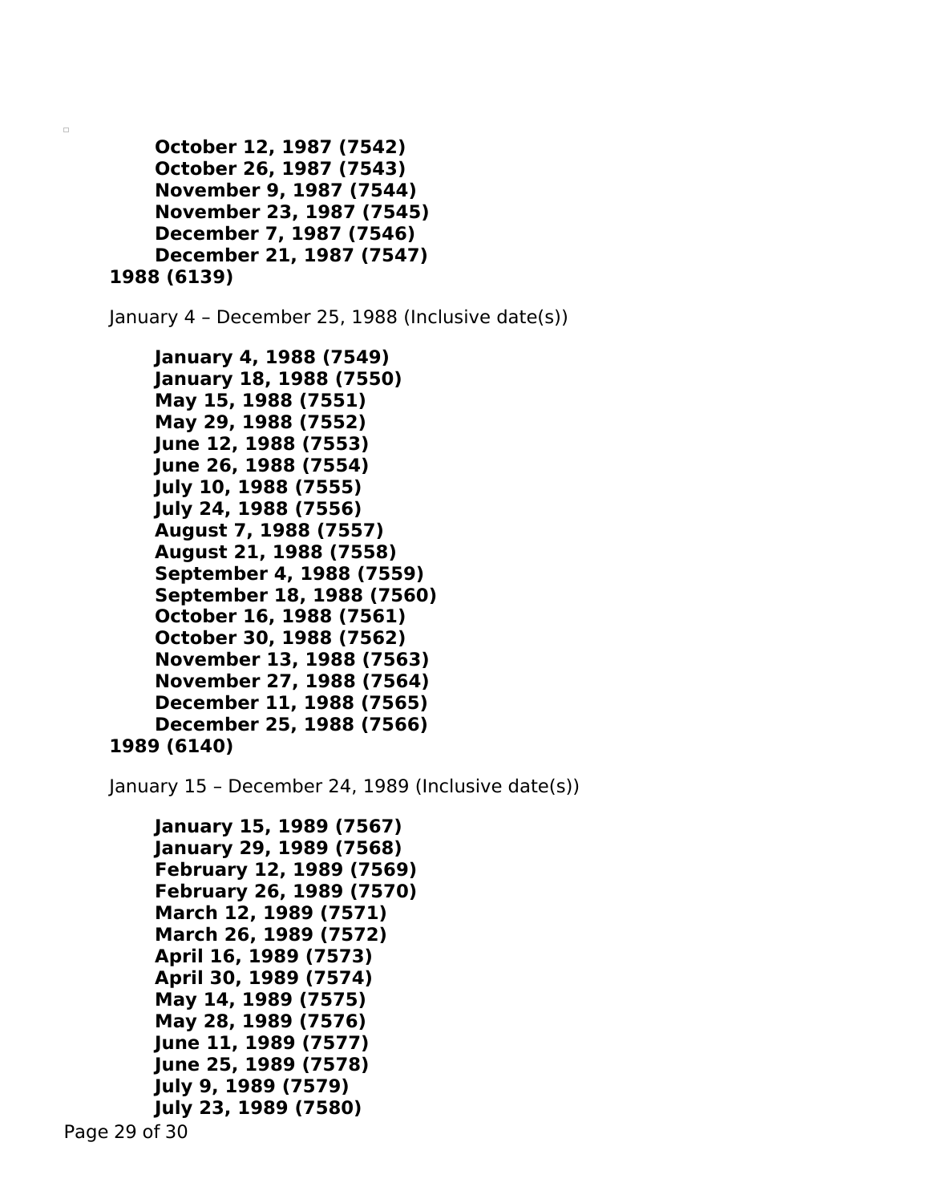**October 12, 1987 (7542)**
**October 26, 1987 (7543)**
**November 9, 1987 (7544)**
**November 23, 1987 (7545)**
**December 7, 1987 (7546)**
**December 21, 1987 (7547)**

**1988 (6139)**

January 4 – December 25, 1988 (Inclusive date(s))

**January 4, 1988 (7549)**
**January 18, 1988 (7550)**
**May 15, 1988 (7551)**
**May 29, 1988 (7552)**
**June 12, 1988 (7553)**
**June 26, 1988 (7554)**
**July 10, 1988 (7555)**
**July 24, 1988 (7556)**
**August 7, 1988 (7557)**
**August 21, 1988 (7558)**
**September 4, 1988 (7559)**
**September 18, 1988 (7560)**
**October 16, 1988 (7561)**
**October 30, 1988 (7562)**
**November 13, 1988 (7563)**
**November 27, 1988 (7564)**
**December 11, 1988 (7565)**
**December 25, 1988 (7566)**

**1989 (6140)**

January 15 – December 24, 1989 (Inclusive date(s))

**January 15, 1989 (7567)**
**January 29, 1989 (7568)**
**February 12, 1989 (7569)**
**February 26, 1989 (7570)**
**March 12, 1989 (7571)**
**March 26, 1989 (7572)**
**April 16, 1989 (7573)**
**April 30, 1989 (7574)**
**May 14, 1989 (7575)**
**May 28, 1989 (7576)**
**June 11, 1989 (7577)**
**June 25, 1989 (7578)**
**July 9, 1989 (7579)**
**July 23, 1989 (7580)**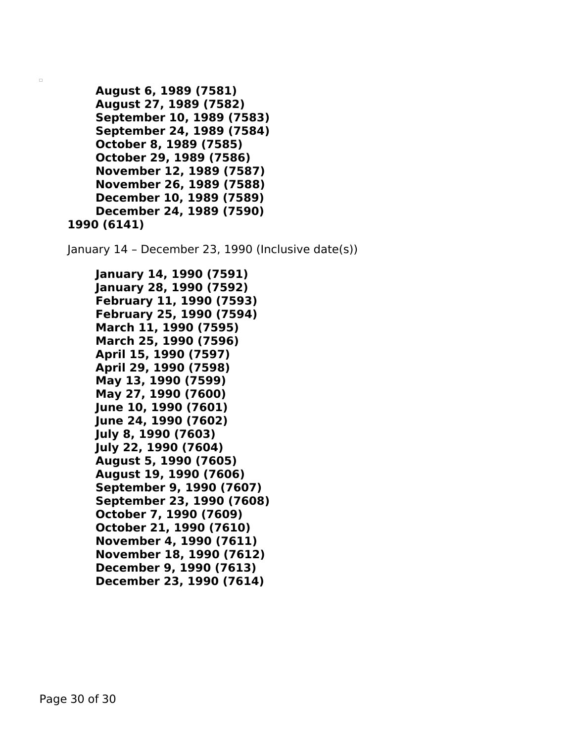- **August 6, 1989 (7581)**
- **August 27, 1989 (7582)**
- **September 10, 1989 (7583)**
- **September 24, 1989 (7584)**
- **October 8, 1989 (7585)**
- **October 29, 1989 (7586)**
- **November 12, 1989 (7587)**
- **November 26, 1989 (7588)**
- **December 10, 1989 (7589)**
- **December 24, 1989 (7590)**

**1990 (6141)**

January 14 – December 23, 1990 (Inclusive date(s))

- **January 14, 1990 (7591)**
- **January 28, 1990 (7592)**
- **February 11, 1990 (7593)**
- **February 25, 1990 (7594)**
- **March 11, 1990 (7595)**
- **March 25, 1990 (7596)**
- **April 15, 1990 (7597)**
- **April 29, 1990 (7598)**
- **May 13, 1990 (7599)**
- **May 27, 1990 (7600)**
- **June 10, 1990 (7601)**
- **June 24, 1990 (7602)**
- **July 8, 1990 (7603)**
- **July 22, 1990 (7604)**
- **August 5, 1990 (7605)**
- **August 19, 1990 (7606)**
- **September 9, 1990 (7607)**
- **September 23, 1990 (7608)**
- **October 7, 1990 (7609)**
- **October 21, 1990 (7610)**
- **November 4, 1990 (7611)**
- **November 18, 1990 (7612)**
- **December 9, 1990 (7613)**
- **December 23, 1990 (7614)**